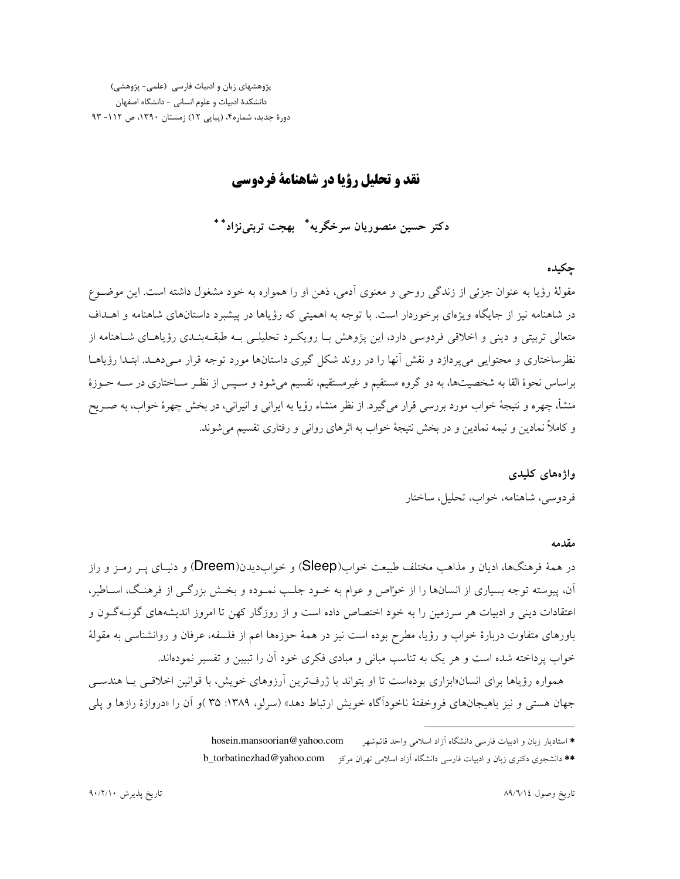پژوهشهای زبان و ادبیات فارسی (علمی- پژوهشی)
دانشکدهٔ ادبیات و علوم انسانی - دانشگاه اصفهان
دورهٔ جدید، شماره۴، (پیاپی ۱۲) زمستان ۱۳۹۰، ص ۱۱۲- ۹۳

# نقد و تحلیل رؤیا در شاهنامهٔ فردوسی

**دکتر حسین منصوریان سرخگریه*  بهجت تربتی‌نژاد****

## چکیده

مقولهٔ رؤیا به عنوان جزئی از زندگی روحی و معنوی آدمی، ذهن او را همواره به خود مشغول داشته است. این موضوع در شاهنامه نیز از جایگاه ویژه‌ای برخوردار است. با توجه به اهمیتی که رؤیاها در پیشبرد داستان‌های شاهنامه و اهداف متعالی تربیتی و دینی و اخلاقی فردوسی دارد، این پژوهش با رویکرد تحلیلی به طبقه‌بندی رؤیاهای شاهنامه از نظرساختاری و محتوایی می‌پردازد و نقش آنها را در روند شکل گیری داستان‌ها مورد توجه قرار می‌دهد. ابتدا رؤیاها براساس نحوهٔ القا به شخصیت‌ها، به دو گروه مستقیم و غیرمستقیم، تقسیم می‌شود و سپس از نظر ساختاری در سه حوزهٔ منشأ، چهره و نتیجهٔ خواب مورد بررسی قرار می‌گیرد. از نظر منشاء رؤیا به ایرانی و انیرانی، در بخش چهرهٔ خواب، به صریح و کاملاً نمادین و نیمه نمادین و در بخش نتیجهٔ خواب به اثرهای روانی و رفتاری تقسیم می‌شوند.

### واژه‌های کلیدی

فردوسی، شاهنامه، خواب، تحلیل، ساختار

## مقدمه

در همهٔ فرهنگ‌ها، ادیان و مذاهب مختلف طبیعت خواب(Sleep) و خواب‌دیدن(Dreem) و دنیای پر رمز و راز آن، پیوسته توجه بسیاری از انسان‌ها را از خوّاص و عوام به خود جلب نموده و بخش بزرگی از فرهنگ، اساطیر، اعتقادات دینی و ادبیات هر سرزمین را به خود اختصاص داده است و از روزگار کهن تا امروز اندیشه‌های گوناگون و باورهای متفاوت دربارهٔ خواب و رؤیا، مطرح بوده است نیز در همهٔ حوزه‌ها اعم از فلسفه، عرفان و روانشناسی به مقولهٔ خواب پرداخته شده است و هر یک به تناسب مبانی و مبادی فکری خود آن را تبیین و تفسیر نموده‌اند.

همواره رؤیاها برای انسان«ابزاری بوده‌است تا او بتواند با ژرف‌ترین آرزوهای خویش، با قوانین اخلاقی یا هندسی جهان هستی و نیز باهیجان‌های فروخفتهٔ ناخودآگاه خویش ارتباط دهد» (سرلو، ۱۳۸۹: ۳۵ )و آن را «دروازهٔ رازها و پلی

---

* استادیار زبان و ادبیات فارسی دانشگاه آزاد اسلامی واحد قائم‌شهر    hosein.mansoorian@yahoo.com

** دانشجوی دکتری زبان و ادبیات فارسی دانشگاه آزاد اسلامی تهران مرکز    b_torbatinezhad@yahoo.com

تاریخ وصول ۸۹/۶/۱۴    تاریخ پذیرش ۹۰/۲/۱۰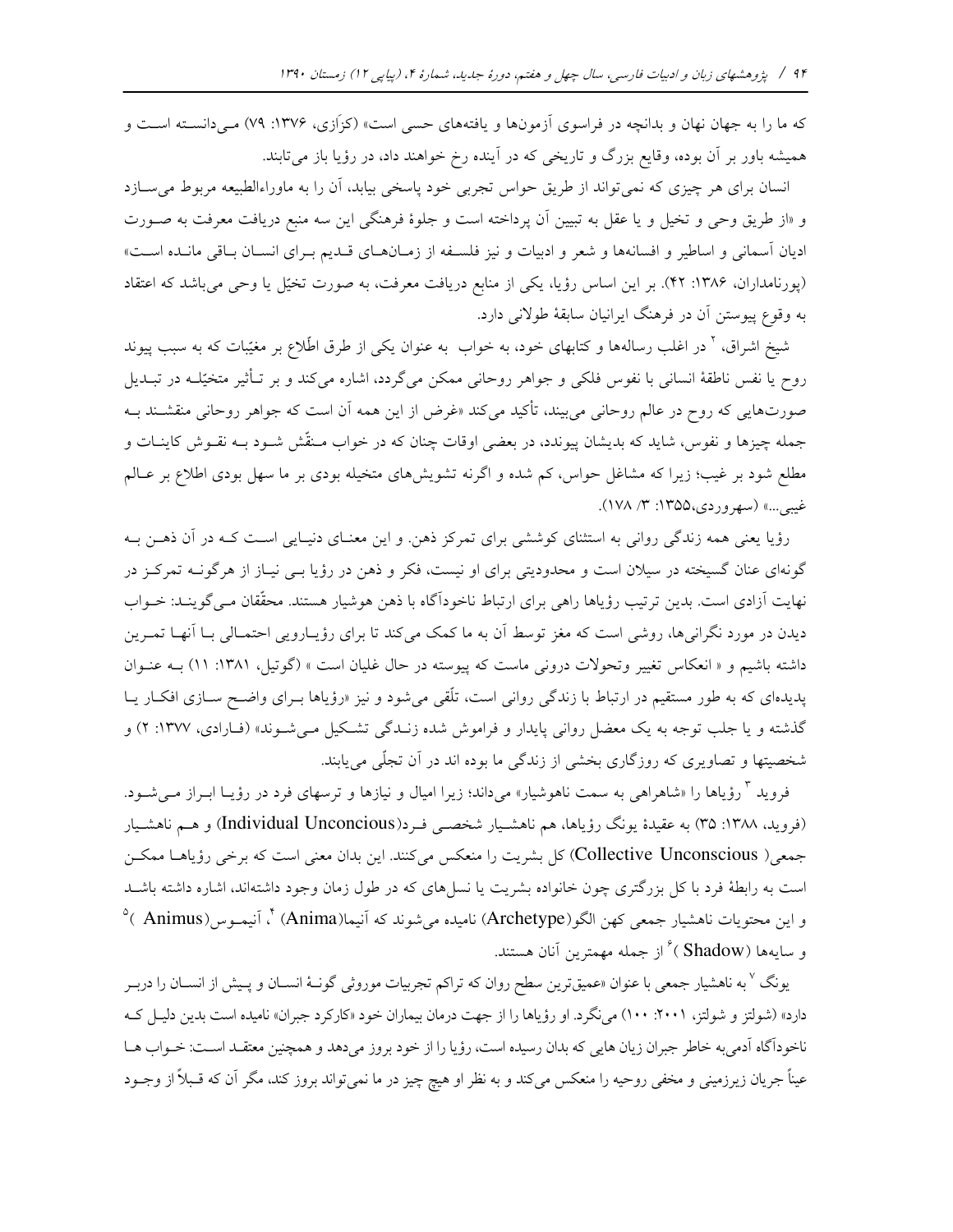که ما را به جهان نهان و بدانچه در فراسوی آزمونها و یافتههای حسی است» (کزازی، ۱۳۷۶: ۷۹) می‌دانسته است و همیشه باور بر آن بوده، وقایع بزرگ و تاریخی که در آینده رخ خواهند داد، در رؤیا باز می‌تابند.

انسان برای هر چیزی که نمی‌تواند از طریق حواس تجربی خود پاسخی بیابد، آن را به ماوراءالطبیعه مربوط می‌سازد و «از طریق وحی و تخیل و یا عقل به تبیین آن پرداخته است و جلوهٔ فرهنگی این سه منبع دریافت معرفت به صورت ادیان آسمانی و اساطیر و افسانهها و شعر و ادبیات و نیز فلسفه از زمان‌های قدیم برای انسان باقی مانده است» (پورنامداران، ۱۳۸۶: ۴۲). بر این اساس رؤیا، یکی از منابع دریافت معرفت، به صورت تخیّل یا وحی می‌باشد که اعتقاد به وقوع پیوستن آن در فرهنگ ایرانیان سابقهٔ طولانی دارد.

شیخ اشراق،[۲] در اغلب رسالهها و کتابهای خود، به خواب به عنوان یکی از طرق اطّلاع بر مغیّبات که به سبب پیوند روح یا نفس ناطقهٔ انسانی با نفوس فلکی و جواهر روحانی ممکن می‌گردد، اشاره می‌کند و بر تأثیر متخیّله در تبدیل صورت‌هایی که روح در عالم روحانی می‌بیند، تأکید می‌کند «غرض از این همه آن است که جواهر روحانی منقشند به جمله چیزها و نفوس، شاید که بدیشان پیوندد، در بعضی اوقات چنان که در خواب منقّش شود به نقوش کاینات و مطلع شود بر غیب؛ زیرا که مشاغل حواس، کم شده و اگرنه تشویش‌های متخیله بودی بر ما سهل بودی اطلاع بر عالم غیبی...» (سهروردی،۱۳۵۵: ۳/ ۱۷۸).

رؤیا یعنی همه زندگی روانی به استثنای کوششی برای تمرکز ذهن. و این معنای دنیایی است که در آن ذهن به گونه‌ای عنان گسیخته در سیلان است و محدودیتی برای او نیست، فکر و ذهن در رؤیا بی نیاز از هرگونه تمرکز در نهایت آزادی است. بدین ترتیب رؤیاها راهی برای ارتباط ناخودآگاه با ذهن هوشیار هستند. محقّقان می‌گویند: خواب دیدن در مورد نگرانی‌ها، روشی است که مغز توسط آن به ما کمک می‌کند تا برای رؤیارویی احتمالی با آنها تمرین داشته باشیم و « انعکاس تغییر وتحولات درونی ماست که پیوسته در حال غلیان است » (گوتیل، ۱۳۸۱: ۱۱) به عنوان پدیده‌ای که به طور مستقیم در ارتباط با زندگی روانی است، تلّقی می‌شود و نیز «رؤیاها برای واضح سازی افکار یا گذشته و یا جلب توجه به یک معضل روانی پایدار و فراموش شده زندگی تشکیل می‌شوند» (فارادی، ۱۳۷۷: ۲) و شخصیتها و تصاویری که روزگاری بخشی از زندگی ما بوده اند در آن تجلّی می‌یابند.

فروید [۳] رؤیاها را «شاهراهی به سمت ناهوشیار» می‌داند؛ زیرا امیال و نیازها و ترسهای فرد در رؤیا ابراز می‌شود. (فروید، ۱۳۸۸: ۳۵) به عقیدهٔ یونگ رؤیاها، هم ناهشیار شخصی فرد(Individual Unconcious) و هم ناهشیار جمعی( Collective Unconscious) کل بشریت را منعکس می‌کنند. این بدان معنی است که برخی رؤیاها ممکن است به رابطهٔ فرد با کل بزرگتری چون خانواده بشریت یا نسل‌های که در طول زمان وجود داشته‌اند، اشاره داشته باشد و این محتویات ناهشیار جمعی کهن الگو(Archetype) نامیده می‌شوند که آنیما(Anima) [۴]، آنیموس(Animus ) [۵] و سایه‌ها (Shadow ) [۶] از جمله مهمترین آنان هستند.

یونگ [۷] به ناهشیار جمعی با عنوان «عمیق‌ترین سطح روان که تراکم تجربیات موروثی گونهٔ انسان و پیش از انسان را دربر دارد» (شولتز و شولتز، ۲۰۰۱: ۱۰۰) می‌نگرد. او رؤیاها را از جهت درمان بیماران خود «کارکرد جبران» نامیده است بدین دلیل که ناخودآگاه آدمی‌به خاطر جبران زیان هایی که بدان رسیده است، رؤیا را از خود بروز می‌دهد و همچنین معتقد است: خواب ها عیناً جریان زیرزمینی و مخفی روحیه را منعکس می‌کند و به نظر او هیچ چیز در ما نمی‌تواند بروز کند، مگر آن که قبلاً از وجود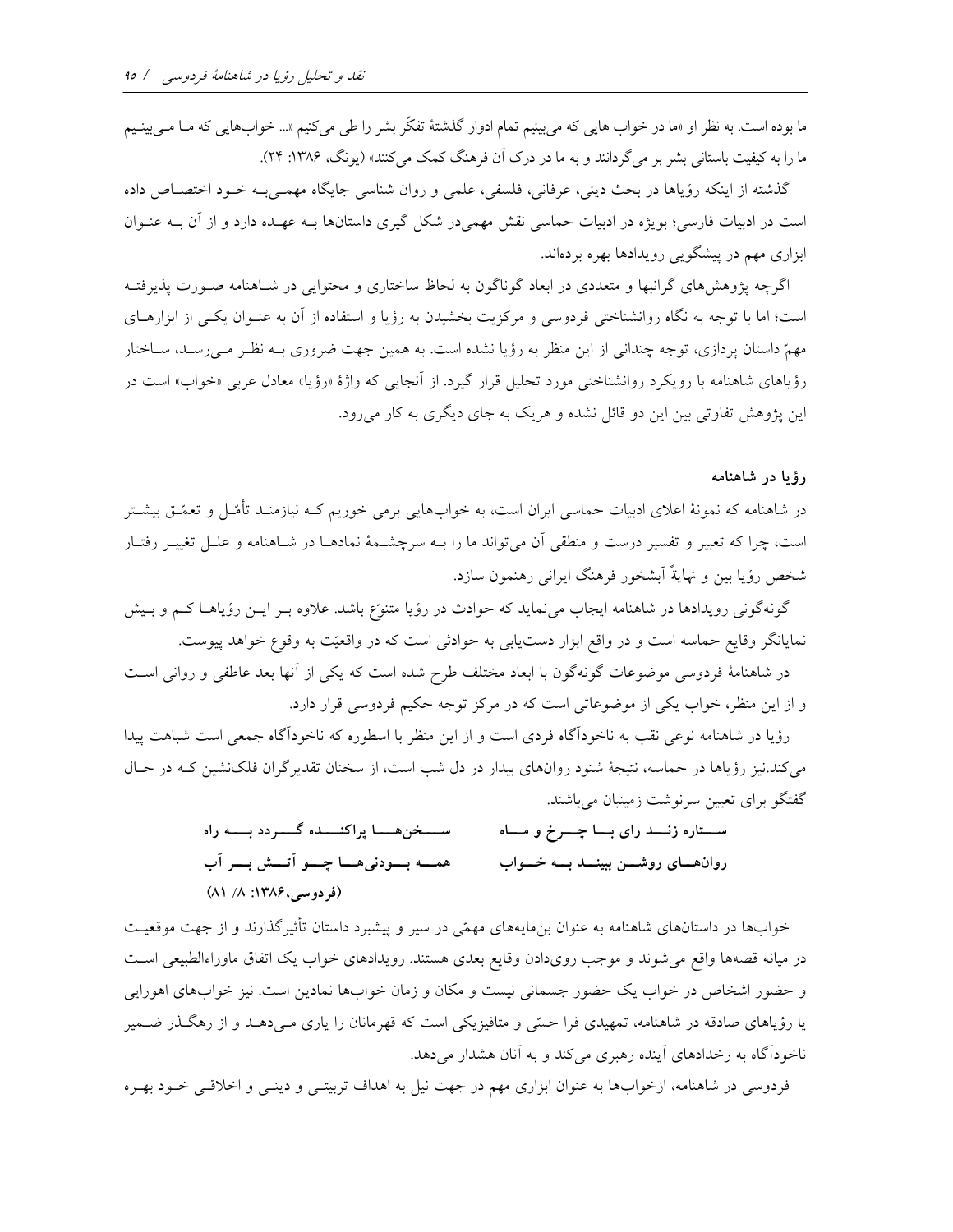ما بوده است. به نظر او «ما در خواب هایی که می‌بینیم تمام ادوار گذشتهٔ تفکّر بشر را طی می‌کنیم «... خواب‌هایی که مـا مـی‌بینـیم ما را به کیفیت باستانی بشر بر می‌گردانند و به ما در درک آن فرهنگ کمک می‌کنند» (یونگ، ۱۳۸۶: ۲۴).

گذشته از اینکه رؤیاها در بحث دینی، عرفانی، فلسفی، علمی و روان شناسی جایگاه مهمـی‌بـه خـود اختصـاص داده است در ادبیات فارسی؛ بویژه در ادبیات حماسی نقش مهمی‌در شکل گیری داستان‌ها بـه عهـده دارد و از آن بـه عنـوان ابزاری مهم در پیشگویی رویدادها بهره برده‌اند.

اگرچه پژوهش‌های گرانبها و متعددی در ابعاد گوناگون به لحاظ ساختاری و محتوایی در شـاهنامه صـورت پذیرفتـه است؛ اما با توجه به نگاه روانشناختی فردوسی و مرکزیت بخشیدن به رؤیا و استفاده از آن به عنـوان یکـی از ابزارهـای مهمّ داستان پردازی، توجه چندانی از این منظر به رؤیا نشده است. به همین جهت ضروری بـه نظـر مـی‌رسـد، سـاختار رؤیاهای شاهنامه با رویکرد روانشناختی مورد تحلیل قرار گیرد. از آنجایی که واژهٔ «رؤیا» معادل عربی «خواب» است در این پژوهش تفاوتی بین این دو قائل نشده و هریک به جای دیگری به کار می‌رود.

**رؤیا در شاهنامه**

در شاهنامه که نمونهٔ اعلای ادبیات حماسی ایران است، به خواب‌هایی برمی خوریم کـه نیازمنـد تأمّـل و تعمّـق بیشـتر است، چرا که تعبیر و تفسیر درست و منطقی آن می‌تواند ما را بـه سرچشـمهٔ نمادهـا در شـاهنامه و علـل تغییـر رفتـار شخص رؤیا بین و نهایةً آبشخور فرهنگ ایرانی رهنمون سازد.

گونه‌گونی رویدادها در شاهنامه ایجاب می‌نماید که حوادث در رؤیا متنوّع باشد. علاوه بـر ایـن رؤیاهـا کـم و بـیش نمایانگر وقایع حماسه است و در واقع ابزار دست‌یابی به حوادثی است که در واقعیّت به وقوع خواهد پیوست.

در شاهنامهٔ فردوسی موضوعات گونه‌گون با ابعاد مختلف طرح شده است که یکی از آنها بعد عاطفی و روانی اسـت و از این منظر، خواب یکی از موضوعاتی است که در مرکز توجه حکیم فردوسی قرار دارد.

رؤیا در شاهنامه نوعی نقب به ناخودآگاه فردی است و از این منظر با اسطوره که ناخودآگاه جمعی است شباهت پیدا می‌کند.نیز رؤیاها در حماسه، نتیجهٔ شنود روان‌های بیدار در دل شب است، از سخنان تقدیرگران فلک‌نشین کـه در حـال گفتگو برای تعیین سرنوشت زمینیان می‌باشند.

**ستاره زنـد رای بـا چـرخ و مـاه — سخن‌ها پراکنده گـردد بـه راه**

**روان‌هـای روشـن ببینـد بـه خـواب — همـه بـودنی‌هـا چـو آتـش بـر آب**

**(فردوسی،۱۳۸۶: ۸/ ۸۱)**

خواب‌ها در داستان‌های شاهنامه به عنوان بن‌مایه‌های مهمّی در سیر و پیشبرد داستان تأثیرگذارند و از جهت موقعیـت در میانه قصه‌ها واقع می‌شوند و موجب روی‌دادن وقایع بعدی هستند. رویدادهای خواب یک اتفاق ماوراءالطبیعی اسـت و حضور اشخاص در خواب یک حضور جسمانی نیست و مکان و زمان خواب‌ها نمادین است. نیز خواب‌های اهورایی یا رؤیاهای صادقه در شاهنامه، تمهیدی فرا حسّی و متافیزیکی است که قهرمانان را یاری مـی‌دهـد و از رهگـذر ضـمیر ناخودآگاه به رخدادهای آینده رهبری می‌کند و به آنان هشدار می‌دهد.

فردوسی در شاهنامه، ازخواب‌ها به عنوان ابزاری مهم در جهت نیل به اهداف تربیتـی و دینـی و اخلاقـی خـود بهـره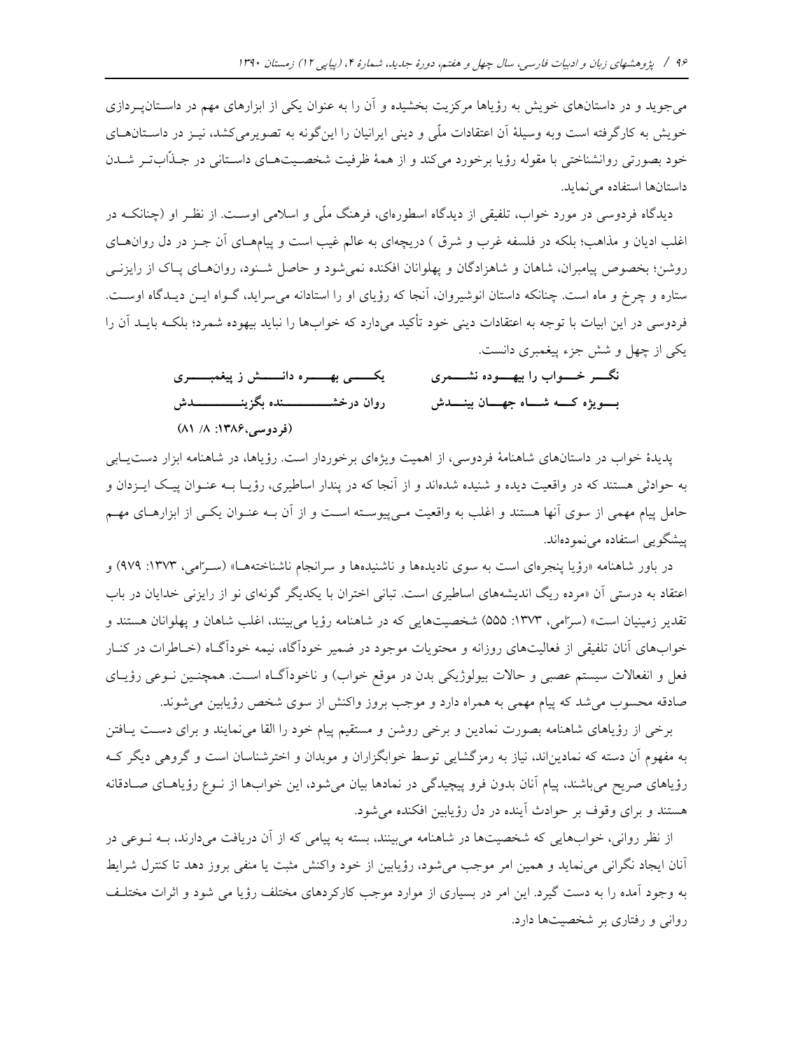می‌جوید و در داستان‌های خویش به رؤیاها مرکزیت بخشیده و آن را به عنوان یکی از ابزارهای مهم در داستان‌پردازی خویش به کارگرفته است وبه وسیلهٔ آن اعتقادات ملّی و دینی ایرانیان را این‌گونه به تصویرمی‌کشد، نیز در داستان‌های خود بصورتی روانشناختی با مقوله رؤیا برخورد می‌کند و از همهٔ ظرفیت شخصیت‌های داستانی در جذّاب‌تر شدن داستان‌ها استفاده می‌نماید.

دیدگاه فردوسی در مورد خواب، تلفیقی از دیدگاه اسطوره‌ای، فرهنگ ملّی و اسلامی اوست. از نظر او (چنانکه در اغلب ادیان و مذاهب؛ بلکه در فلسفه غرب و شرق ) دریچه‌ای به عالم غیب است و پیام‌های آن جز در دل روان‌های روشن؛ بخصوص پیامبران، شاهان و شاهزادگان و پهلوانان افکنده نمی‌شود و حاصل شنود، روان‌های پاک از رایزنی ستاره و چرخ و ماه است. چنانکه داستان انوشیروان، آنجا که رؤیای او را استادانه می‌سراید، گواه این دیدگاه اوست. فردوسی در این ابیات با توجه به اعتقادات دینی خود تأکید می‌دارد که خواب‌ها را نباید بیهوده شمرد؛ بلکه باید آن را یکی از چهل و شش جزء پیغمبری دانست.

نگر خواب را بیهوده نشمری &emsp; یکی بهره دانش ز پیغمبری

بویژه که شاه جهان بیندش &emsp; روان درخشنده بگزیندش

(فردوسی،۱۳۸۶: ۸/ ۸۱)

پدیدهٔ خواب در داستان‌های شاهنامهٔ فردوسی، از اهمیت ویژه‌ای برخوردار است. رؤیاها، در شاهنامه ابزار دست‌یابی به حوادثی هستند که در واقعیت دیده و شنیده شده‌اند و از آنجا که در پندار اساطیری، رؤیا به عنوان پیک ایزدان و حامل پیام مهمی از سوی آنها هستند و اغلب به واقعیت می‌پیوسته است و از آن به عنوان یکی از ابزارهای مهم پیشگویی استفاده می‌نموده‌اند.

در باور شاهنامه «رؤیا پنجره‌ای است به سوی نادیده‌ها و ناشنیده‌ها و سرانجام ناشناخته‌ها» (سرّامی، ۱۳۷۳: ۹۷۹) و اعتقاد به درستی آن «مرده ریگ اندیشه‌های اساطیری است. تبانی اختران با یکدیگر گونه‌ای نو از رایزنی خدایان در باب تقدیر زمینیان است» (سرّامی، ۱۳۷۳: ۵۵۵) شخصیت‌هایی که در شاهنامه رؤیا می‌بینند، اغلب شاهان و پهلوانان هستند و خواب‌های آنان تلفیقی از فعالیت‌های روزانه و محتویات موجود در ضمیر خودآگاه، نیمه خودآگاه (خاطرات در کنار فعل و انفعالات سیستم عصبی و حالات بیولوژیکی بدن در موقع خواب) و ناخودآگاه است. همچنین نوعی رؤیای صادقه محسوب می‌شد که پیام مهمی به همراه دارد و موجب بروز واکنش از سوی شخص رؤیابین می‌شوند.

برخی از رؤیاهای شاهنامه بصورت نمادین و برخی روشن و مستقیم پیام خود را القا می‌نمایند و برای دست یافتن به مفهوم آن دسته که نمادین‌اند، نیاز به رمزگشایی توسط خوابگزاران و موبدان و اخترشناسان است و گروهی دیگر که رؤیاهای صریح می‌باشند، پیام آنان بدون فرو پیچیدگی در نمادها بیان می‌شود، این خواب‌ها از نوع رؤیاهای صادقانه هستند و برای وقوف بر حوادث آینده در دل رؤیابین افکنده می‌شود.

از نظر روانی، خواب‌هایی که شخصیت‌ها در شاهنامه می‌بینند، بسته به پیامی که از آن دریافت می‌دارند، به نوعی در آنان ایجاد نگرانی می‌نماید و همین امر موجب می‌شود، رؤیابین از خود واکنش مثبت یا منفی بروز دهد تا کنترل شرایط به وجود آمده را به دست گیرد. این امر در بسیاری از موارد موجب کارکردهای مختلف رؤیا می شود و اثرات مختلف روانی و رفتاری بر شخصیت‌ها دارد.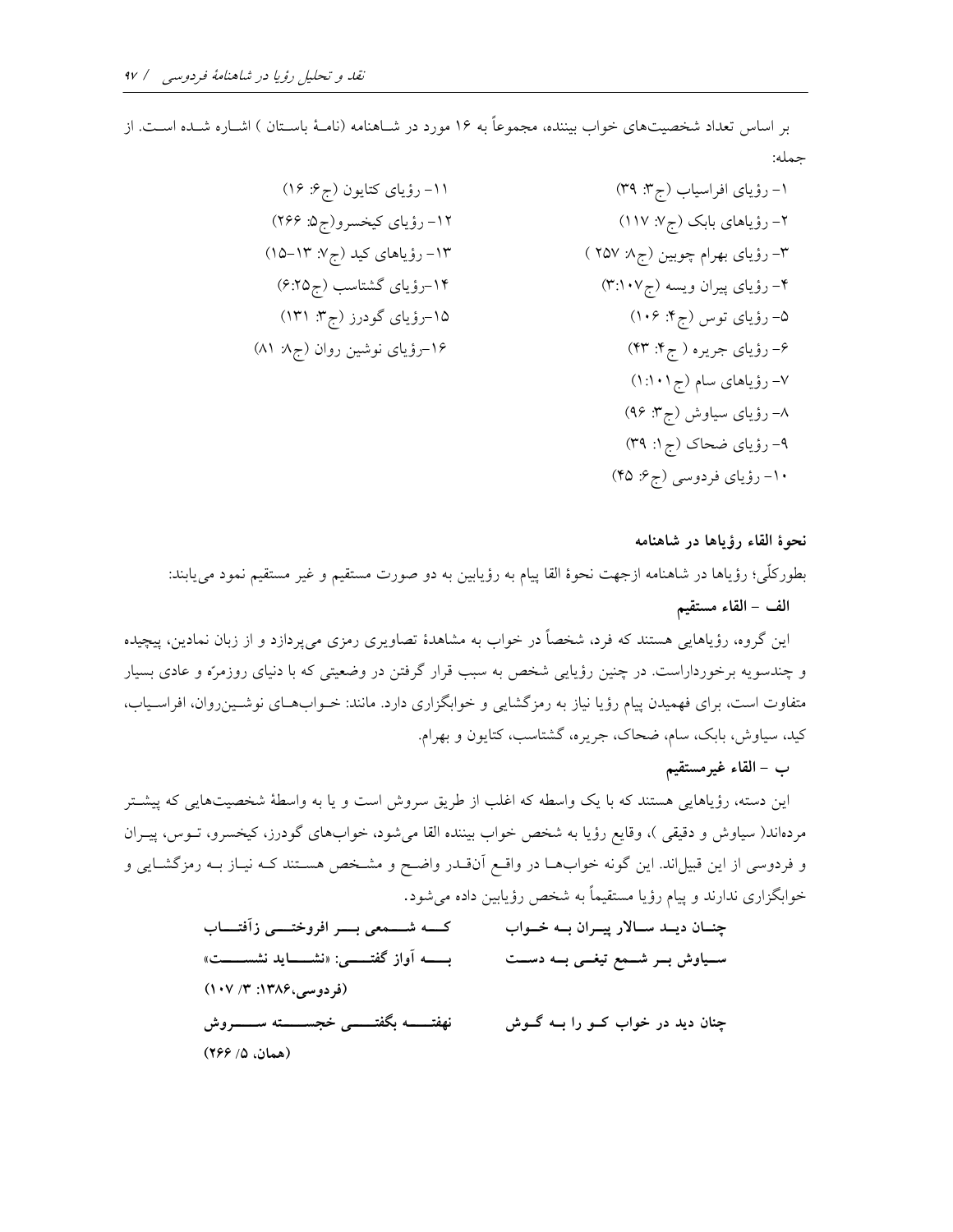بر اساس تعداد شخصیت‌های خواب بیننده، مجموعاً به ۱۶ مورد در شاهنامه (نامهٔ باستان ) اشاره شده است. از جمله:

۱- رؤیای افراسیاب (ج۳: ۳۹)
۲- رؤیاهای بابک (ج۷: ۱۱۷)
۳- رؤیای بهرام چوبین (ج۸: ۲۵۷ )
۴- رؤیای پیران ویسه (ج۱۰۷:۳)
۵- رؤیای توس (ج۴: ۱۰۶)
۶- رؤیای جریره ( ج۴: ۴۳)
۷- رؤیاهای سام (ج۱۰۱:۱)
۸- رؤیای سیاوش (ج۳: ۹۶)
۹- رؤیای ضحاک (ج۱: ۳۹)
۱۰- رؤیای فردوسی (ج۶: ۴۵)
۱۱- رؤیای کتایون (ج۶: ۱۶)
۱۲- رؤیای کیخسرو(ج۵: ۲۶۶)
۱۳- رؤیاهای کید (ج۷: ۱۳-۱۵)
۱۴-رؤیای گشتاسب (ج۲۵:۶)
۱۵-رؤیای گودرز (ج۳: ۱۳۱)
۱۶-رؤیای نوشین روان (ج۸: ۸۱)

**نحوهٔ القاء رؤیاها در شاهنامه**

بطورکلّی؛ رؤیاها در شاهنامه ازجهت نحوهٔ القا پیام به رؤیابین به دو صورت مستقیم و غیر مستقیم نمود می‌یابند:

**الف – القاء مستقیم**

این گروه، رؤیاهایی هستند که فرد، شخصاً در خواب به مشاهدهٔ تصاویری رمزی می‌پردازد و از زبان نمادین، پیچیده و چندسویه برخورداراست. در چنین رؤیایی شخص به سبب قرار گرفتن در وضعیتی که با دنیای روزمرّه و عادی بسیار متفاوت است، برای فهمیدن پیام رؤیا نیاز به رمزگشایی و خوابگزاری دارد. مانند: خواب‌های نوشین‌روان، افراسیاب، کید، سیاوش، بابک، سام، ضحاک، جریره، گشتاسب، کتایون و بهرام.

**ب – القاء غیرمستقیم**

این دسته، رؤیاهایی هستند که با یک واسطه که اغلب از طریق سروش است و یا به واسطهٔ شخصیت‌هایی که پیشتر مرده‌اند( سیاوش و دقیقی )، وقایع رؤیا به شخص خواب بیننده القا می‌شود، خواب‌های گودرز، کیخسرو، توس، پیران و فردوسی از این قبیل‌اند. این گونه خواب‌ها در واقع آن‌قدر واضح و مشخص هستند که نیاز به رمزگشایی و خوابگزاری ندارند و پیام رؤیا مستقیماً به شخص رؤیابین داده می‌شود.

**چنان دید سالار پیران به خواب — که شمعی بر افروختی زآفتاب**
**سیاوش بر شمع تیغی به دست — به آواز گفتی: «نشاید نشست»**
**(فردوسی،۱۳۸۶: ۳/ ۱۰۷)**

**چنان دید در خواب کو را به گوش — نهفته بگفتی خجسته سروش**
**(همان، ۵/ ۲۶۶)**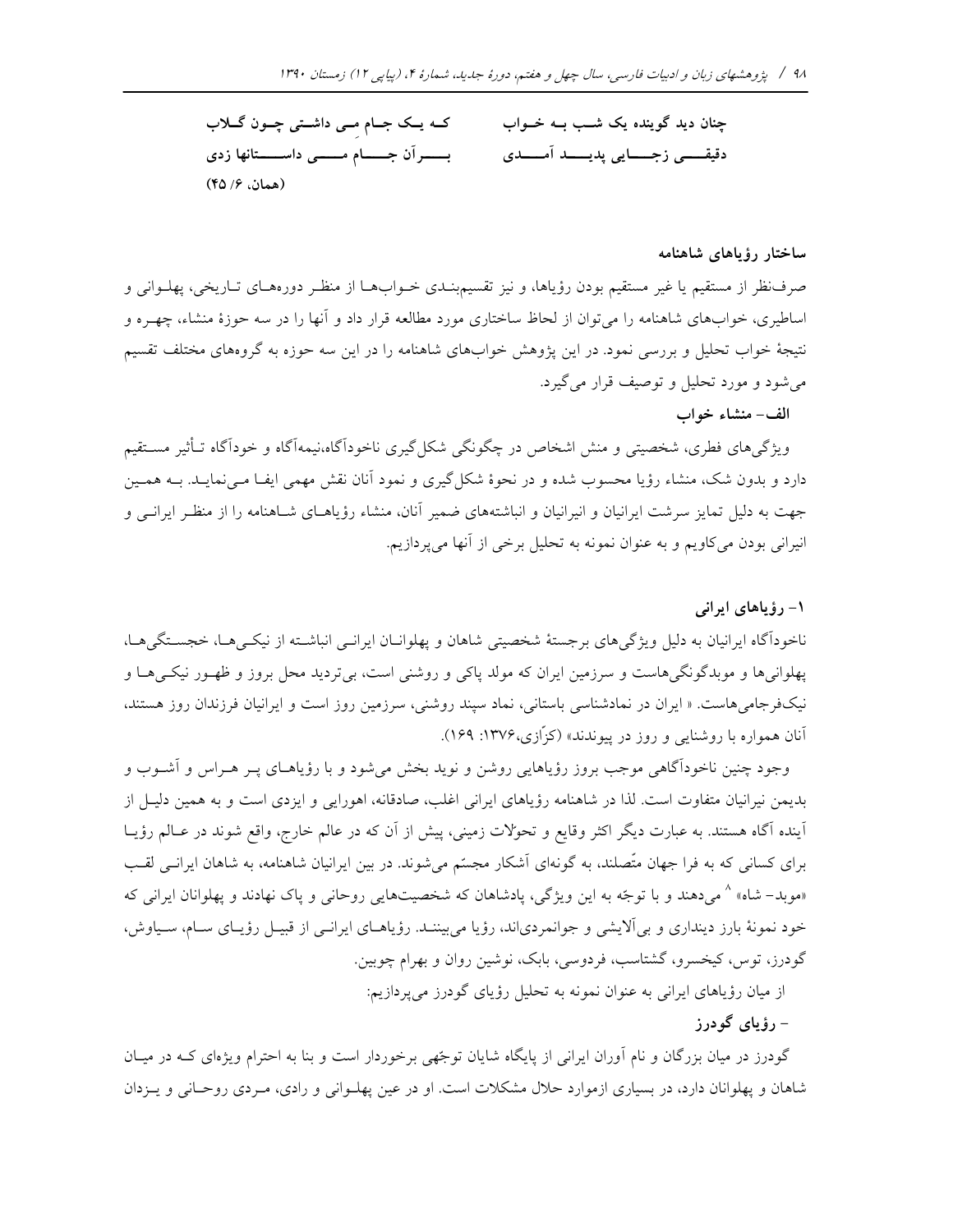چنان دید گوینده یک شب به خواب  که یک جام می داشتی چون گلاب
دقیقی زجایی پدید آمدی  بر آن جام می داستانها زدی

(همان، ۶/ ۴۵)

### ساختار رؤیاهای شاهنامه

صرف‌نظر از مستقیم یا غیر مستقیم بودن رؤیاها، و نیز تقسیم‌بندی خواب‌ها از منظر دوره‌های تاریخی، پهلوانی و اساطیری، خواب‌های شاهنامه را می‌توان از لحاظ ساختاری مورد مطالعه قرار داد و آنها را در سه حوزهٔ منشاء، چهره و نتیجهٔ خواب تحلیل و بررسی نمود. در این پژوهش خواب‌های شاهنامه را در این سه حوزه به گروه‌های مختلف تقسیم می‌شود و مورد تحلیل و توصیف قرار می‌گیرد.

#### الف- منشاء خواب

ویژگی‌های فطری، شخصیتی و منش اشخاص در چگونگی شکل‌گیری ناخودآگاه،نیمه‌آگاه و خودآگاه تـأثیر مستقیم دارد و بدون شک، منشاء رؤیا محسوب شده و در نحوهٔ شکل‌گیری و نمود آنان نقش مهمی ایفا می‌نماید. به همین جهت به دلیل تمایز سرشت ایرانیان و انیرانیان و انباشته‌های ضمیر آنان، منشاء رؤیاهای شاهنامه را از منظر ایرانی و انیرانی بودن می‌کاویم و به عنوان نمونه به تحلیل برخی از آنها می‌پردازیم.

#### ۱- رؤیاهای ایرانی

ناخودآگاه ایرانیان به دلیل ویژگی‌های برجستهٔ شخصیتی شاهان و پهلوانان ایرانی انباشته از نیکی‌ها، خجستگی‌ها، پهلوانی‌ها و موبدگونگی‌هاست و سرزمین ایران که مولد پاکی و روشنی است، بی‌تردید محل بروز و ظهور نیکی‌ها و نیک‌فرجامی‌هاست. « ایران در نمادشناسی باستانی، نماد سپند روشنی، سرزمین روز است و ایرانیان فرزندان روز هستند، آنان همواره با روشنایی و روز در پیوندند» (کزّازی،۱۳۷۶: ۱۶۹).

وجود چنین ناخودآگاهی موجب بروز رؤیاهایی روشن و نوید بخش می‌شود و با رؤیاهای پر هراس و آشوب و بدیمن نیرانیان متفاوت است. لذا در شاهنامه رؤیاهای ایرانی اغلب، صادقانه، اهورایی و ایزدی است و به همین دلیل از آینده آگاه هستند. به عبارت دیگر اکثر وقایع و تحوّلات زمینی، پیش از آن که در عالم خارج، واقع شوند در عالم رؤیا برای کسانی که به فرا جهان متّصلند، به گونه‌ای آشکار مجسّم می‌شوند. در بین ایرانیان شاهنامه، به شاهان ایرانی لقب «موبد- شاه» [۸] می‌دهند و با توجّه به این ویژگی، پادشاهان که شخصیت‌هایی روحانی و پاک نهادند و پهلوانان ایرانی که خود نمونهٔ بارز دینداری و بی‌آلایشی و جوانمردی‌اند، رؤیا می‌بینند. رؤیاهای ایرانی از قبیل رؤیای سام، سیاوش، گودرز، توس، کیخسرو، گشتاسب، فردوسی، بابک، نوشین روان و بهرام چوبین.

از میان رؤیاهای ایرانی به عنوان نمونه به تحلیل رؤیای گودرز می‌پردازیم:

##### - رؤیای گودرز

گودرز در میان بزرگان و نام آوران ایرانی از پایگاه شایان توجّهی برخوردار است و بنا به احترام ویژه‌ای که در میان شاهان و پهلوانان دارد، در بسیاری ازموارد حلال مشکلات است. او در عین پهلوانی و رادی، مردی روحانی و یزدان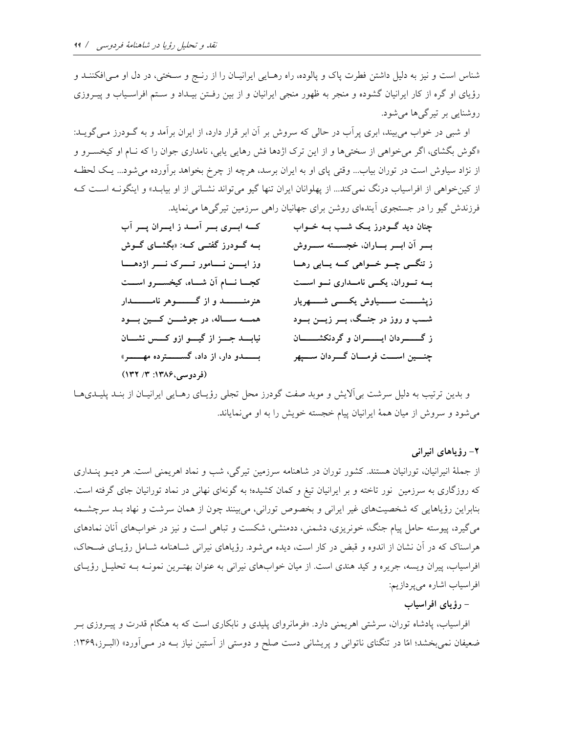شناس است و نیز به دلیل داشتن فطرت پاک و پالوده، راه رهایی ایرانیان را از رنج و سختی، در دل او می‌افکنند و رؤیای او گره از کار ایرانیان گشوده و منجر به ظهور منجی ایرانیان و از بین رفتن بیداد و ستم افراسیاب و پیروزی روشنایی بر تیرگی‌ها می‌شود.

او شبی در خواب می‌بیند، ابری پرآب در حالی که سروش بر آن ابر قرار دارد، از ایران برآمد و به گودرز می‌گوید: «گوش بگشای، اگر می‌خواهی از سختی‌ها و از این ترک اژدها فش رهایی یابی، نامداری جوان را که نام او کیخسرو و از نژاد سیاوش است در توران بیاب... وقتی پای او به ایران برسد، هرچه از چرخ بخواهد برآورده می‌شود... یک لحظه از کین‌خواهی از افراسیاب درنگ نمی‌کند... از پهلوانان ایران تنها گیو می‌تواند نشانی از او بیابد» و اینگونه است که فرزندش گیو را در جستجوی آینده‌ای روشن برای جهانیان راهی سرزمین تیرگی‌ها می‌نماید.

چنان دید گودرز یک شب به خواب &nbsp;&nbsp;&nbsp; که ابری بر آمد ز ایران پر آب

بر آن ابر باران، خجسته سروش &nbsp;&nbsp;&nbsp; به گودرز گفتی که: «بگشای گوش

ز تنگی چو خواهی که یابی رها &nbsp;&nbsp;&nbsp; وز این نامور ترک نر اژدها

به توران، یکی نامداری نو است &nbsp;&nbsp;&nbsp; کجا نام آن شاه، کیخسرو است

ز پشت سیاوش یکی شهریار &nbsp;&nbsp;&nbsp; هنرمند و از گوهر نامدار

شب و روز در جنگ، بر زین بود &nbsp;&nbsp;&nbsp; همه ساله، در جوشن کین بود

ز گردان ایران و گردنکشان &nbsp;&nbsp;&nbsp; نیابد جز از گیو ازو کس نشان

چنین است فرمان گردان سپهر &nbsp;&nbsp;&nbsp; بدو دار، از داد، گسترده مهر»

(فردوسی،۱۳۸۶: ۳/ ۱۳۲)

و بدین ترتیب به دلیل سرشت بی‌آلایش و موبد صفت گودرز محل تجلی رؤیای رهایی ایرانیان از بند پلیدی‌ها می‌شود و سروش از میان همهٔ ایرانیان پیام خجسته خویش را به او می‌نمایاند.

## ۲- رؤیاهای انیرانی

از جملهٔ انیرانیان، تورانیان هستند. کشور توران در شاهنامه سرزمین تیرگی، شب و نماد اهریمنی است. هر دیو پنداری که روزگاری به سرزمین نور تاخته و بر ایرانیان تیغ و کمان کشیده؛ به گونه‌ای نهانی در نماد تورانیان جای گرفته است. بنابراین رؤیاهایی که شخصیت‌های غیر ایرانی و بخصوص تورانی، می‌بینند چون از همان سرشت و نهاد بد سرچشمه می‌گیرد، پیوسته حامل پیام جنگ، خونریزی، دشمنی، ددمنشی، شکست و تباهی است و نیز در خواب‌های آنان نمادهای هراسناک که در آن نشان از اندوه و قبض در کار است، دیده می‌شود. رؤیاهای نیرانی شاهنامه شامل رؤیای ضحاک، افراسیاب، پیران ویسه، جریره و کید هندی است. از میان خواب‌های نیرانی به عنوان بهترین نمونه به تحلیل رؤیای افراسیاب اشاره می‌پردازیم:

### - رؤیای افراسیاب

افراسیاب، پادشاه توران، سرشتی اهریمنی دارد. «فرمانروای پلیدی و نابکاری است که به هنگام قدرت و پیروزی بر ضعیفان نمی‌بخشد؛ امّا در تنگنای ناتوانی و پریشانی دست صلح و دوستی از آستین نیاز به در می‌آورد» (البرز،۱۳۶۹: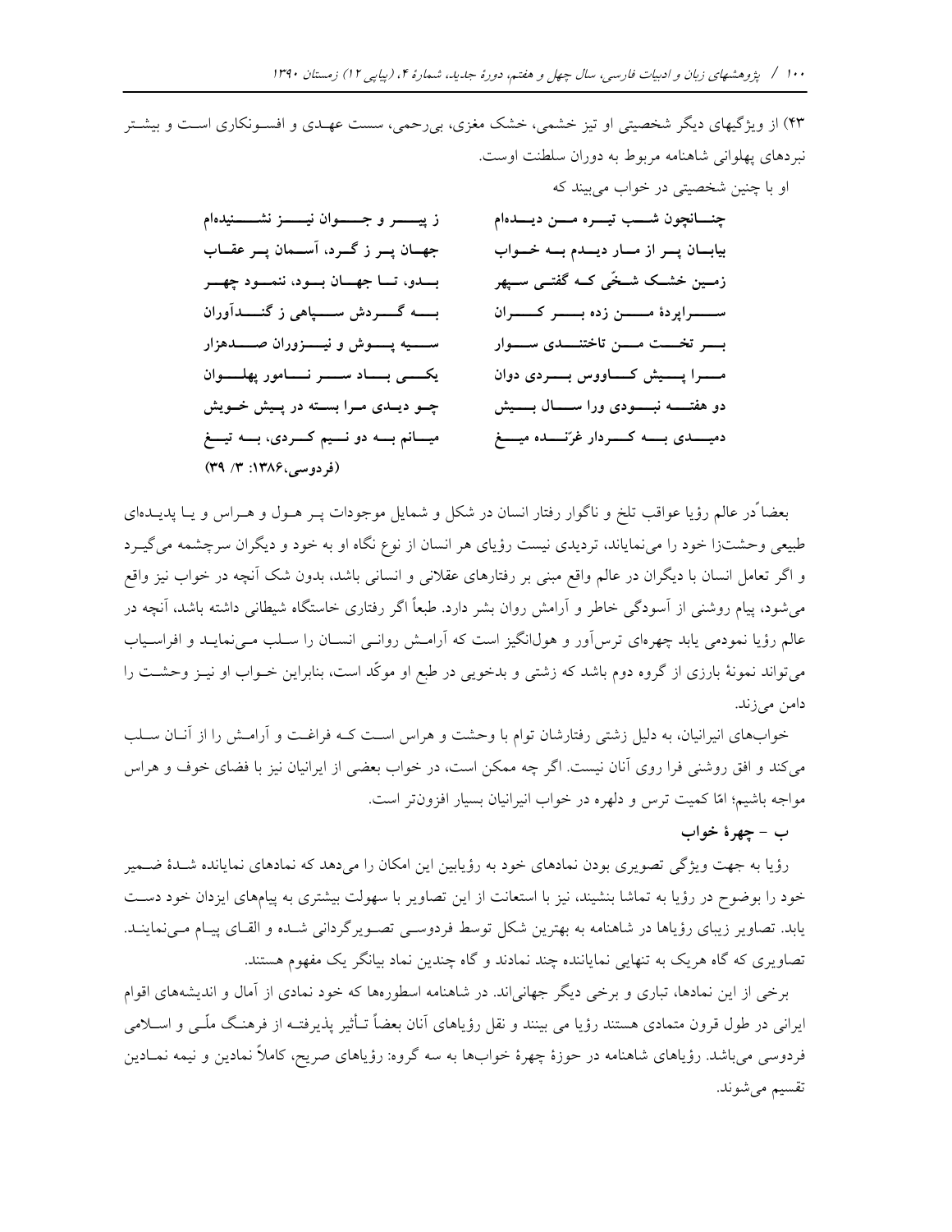۴۳) از ویژگیهای دیگر شخصیتی او تیز خشمی، خشک مغزی، بی‌رحمی، سست عهدی و افسونکاری است و بیشتر نبردهای پهلوانی شاهنامه مربوط به دوران سلطنت اوست.

او با چنین شخصیتی در خواب می‌بیند که

**چنانچون شب تیره من دیده‌ام — ز پیر و جوان نیز نشنیده‌ام**
**بیابان پر از مار دیدم به خواب — جهان پر ز گرد، آسمان پر عقاب**
**زمین خشک شخّی که گفتی سپهر — بدو، تا جهان بود، ننمود چهر**
**سراپردهٔ من زده بر کران — به گردش سپاهی ز گندآوران**
**بر تخت من تاختندی سوار — سیه پوش و نیزوران صدهزار**
**مرا پیش کاووس بردی دوان — یکی باد سر نامور پهلوان**
**دو هفته نبودی ورا سال بیش — چو دیدی مرا بسته در پیش خویش**
**دمیدی به کردار غرّنده میغ — میانم به دو نیم کردی، به تیغ**

**(فردوسی،۱۳۸۶: ۳/ ۳۹)**

بعضاً در عالم رؤیا عواقب تلخ و ناگوار رفتار انسان در شکل و شمایل موجودات پر هول و هراس و یا پدیده‌ای طبیعی وحشت‌زا خود را می‌نمایاند، تردیدی نیست رؤیای هر انسان از نوع نگاه او به خود و دیگران سرچشمه می‌گیرد و اگر تعامل انسان با دیگران در عالم واقع مبنی بر رفتارهای عقلانی و انسانی باشد، بدون شک آنچه در خواب نیز واقع می‌شود، پیام روشنی از آسودگی خاطر و آرامش روان بشر دارد. طبعاً اگر رفتاری خاستگاه شیطانی داشته باشد، آنچه در عالم رؤیا نمودمی یابد چهره‌ای ترس‌آور و هول‌انگیز است که آرامش روانی انسان را سلب می‌نماید و افراسیاب می‌تواند نمونهٔ بارزی از گروه دوم باشد که زشتی و بدخویی در طبع او موکّد است، بنابراین خواب او نیز وحشت را دامن می‌زند.

خواب‌های انیرانیان، به دلیل زشتی رفتارشان توام با وحشت و هراس است که فراغت و آرامش را از آنان سلب می‌کند و افق روشنی فرا روی آنان نیست. اگر چه ممکن است، در خواب بعضی از ایرانیان نیز با فضای خوف و هراس مواجه باشیم؛ امّا کمیت ترس و دلهره در خواب انیرانیان بسیار افزون‌تر است.

### ب - چهرهٔ خواب

رؤیا به جهت ویژگی تصویری بودن نمادهای خود به رؤیابین این امکان را می‌دهد که نمادهای نمایانده شدهٔ ضمیر خود را بوضوح در رؤیا به تماشا بنشیند، نیز با استعانت از این تصاویر با سهولت بیشتری به پیامهای ایزدان خود دست یابد. تصاویر زیبای رؤیاها در شاهنامه به بهترین شکل توسط فردوسی تصویرگردانی شده و القای پیام می‌نمایند. تصاویری که گاه هریک به تنهایی نماینده چند نمادند و گاه چندین نماد بیانگر یک مفهوم هستند.

برخی از این نمادها، تباری و برخی دیگر جهانی‌اند. در شاهنامه اسطوره‌ها که خود نمادی از آمال و اندیشه‌های اقوام ایرانی در طول قرون متمادی هستند رؤیا می بینند و نقل رؤیاهای آنان بعضاً تـأثیر پذیرفته از فرهنگ ملّی و اسلامی فردوسی می‌باشد. رؤیاهای شاهنامه در حوزهٔ چهرهٔ خوابها به سه گروه: رؤیاهای صریح، کاملاً نمادین و نیمه نمادین تقسیم می‌شوند.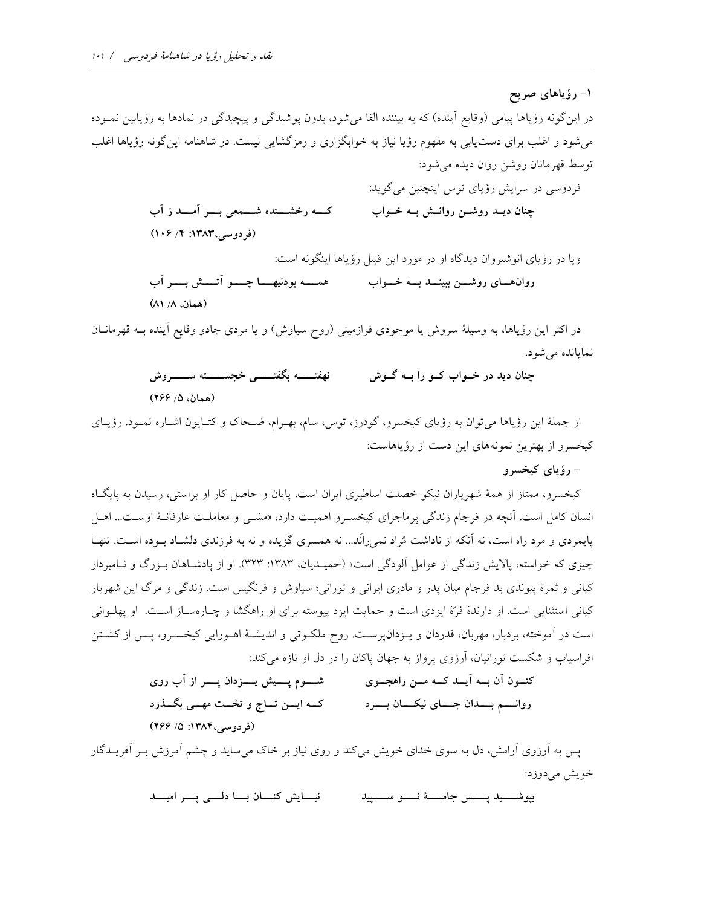### ۱- رؤیاهای صریح

در این‌گونه رؤیاها پیامی (وقایع آینده) که به بیننده القا می‌شود، بدون پوشیدگی و پیچیدگی در نمادها به رؤیابین نموده می‌شود و اغلب برای دست‌یابی به مفهوم رؤیا نیاز به خوابگزاری و رمزگشایی نیست. در شاهنامه این‌گونه رؤیاها اغلب توسط قهرمانان روشن روان دیده می‌شود:

فردوسی در سرایش رؤیای توس اینچنین می‌گوید:

**چنان دید روشن روانش به خواب — که رخشنده شمعی بر آمد ز آب**

**(فردوسی،۱۳۸۳: ۴/ ۱۰۶)**

ویا در رؤیای انوشیروان دیدگاه او در مورد این قبیل رؤیاها اینگونه است:

**روان‌های روشن ببیند به خواب — همه بودنیها چو آتش بر آب**

**(همان، ۸/ ۸۱)**

در اکثر این رؤیاها، به وسیلهٔ سروش یا موجودی فرازمینی (روح سیاوش) و یا مردی جادو وقایع آینده به قهرمانان نمایانده می‌شود.

**چنان دید در خواب کو را به گوش — نهفته بگفتی خجسته سروش**

**(همان، ۵/ ۲۶۶)**

از جملهٔ این رؤیاها می‌توان به رؤیای کیخسرو، گودرز، توس، سام، بهرام، ضحاک و کتایون اشاره نمود. رؤیای کیخسرو از بهترین نمونه‌های این دست از رؤیاهاست:

#### - رؤیای کیخسرو

کیخسرو، ممتاز از همهٔ شهریاران نیکو خصلت اساطیری ایران است. پایان و حاصل کار او براستی، رسیدن به پایگاه انسان کامل است. آنچه در فرجام زندگی پرماجرای کیخسرو اهمیت دارد، «مشی و معاملت عارفانهٔ اوست... اهل پایمردی و مرد راه است، نه آنکه از ناداشت مُراد نمی‌رانَد... نه همسری گزیده و نه به فرزندی دلشاد بوده است. تنها چیزی که خواسته، پالایش زندگی از عوامل آلودگی است» (حمیدیان، ۱۳۸۳: ۳۲۳). او از پادشاهان بزرگ و نامبردار کیانی و ثمرهٔ پیوندی بد فرجام میان پدر و مادری ایرانی و تورانی؛ سیاوش و فرنگیس است. زندگی و مرگ این شهریار کیانی استثنایی است. او دارندهٔ فرّهٔ ایزدی است و حمایت ایزد پیوسته برای او راهگشا و چاره‌ساز است. او پهلوانی است در آموخته، بردبار، مهربان، قدردان و یزدان‌پرست. روح ملکوتی و اندیشهٔ اهورایی کیخسرو، پس از کشتن افراسیاب و شکست تورانیان، آرزوی پرواز به جهان پاکان را در دل او تازه می‌کند:

**کنون آن به آید که من راهجوی — شوم پیش یزدان پر از آب روی**

**روانم بدان جای نیکان برد — که این تاج و تخت مهی بگذرد**

**(فردوسی،۱۳۸۴: ۵/ ۲۶۶)**

پس به آرزوی آرامش، دل به سوی خدای خویش می‌کند و روی نیاز بر خاک می‌ساید و چشم آمرزش بر آفریدگار خویش می‌دوزد:

**بپوشید پس جامهٔ نو سپید — نیایش کنان با دلی پر امید**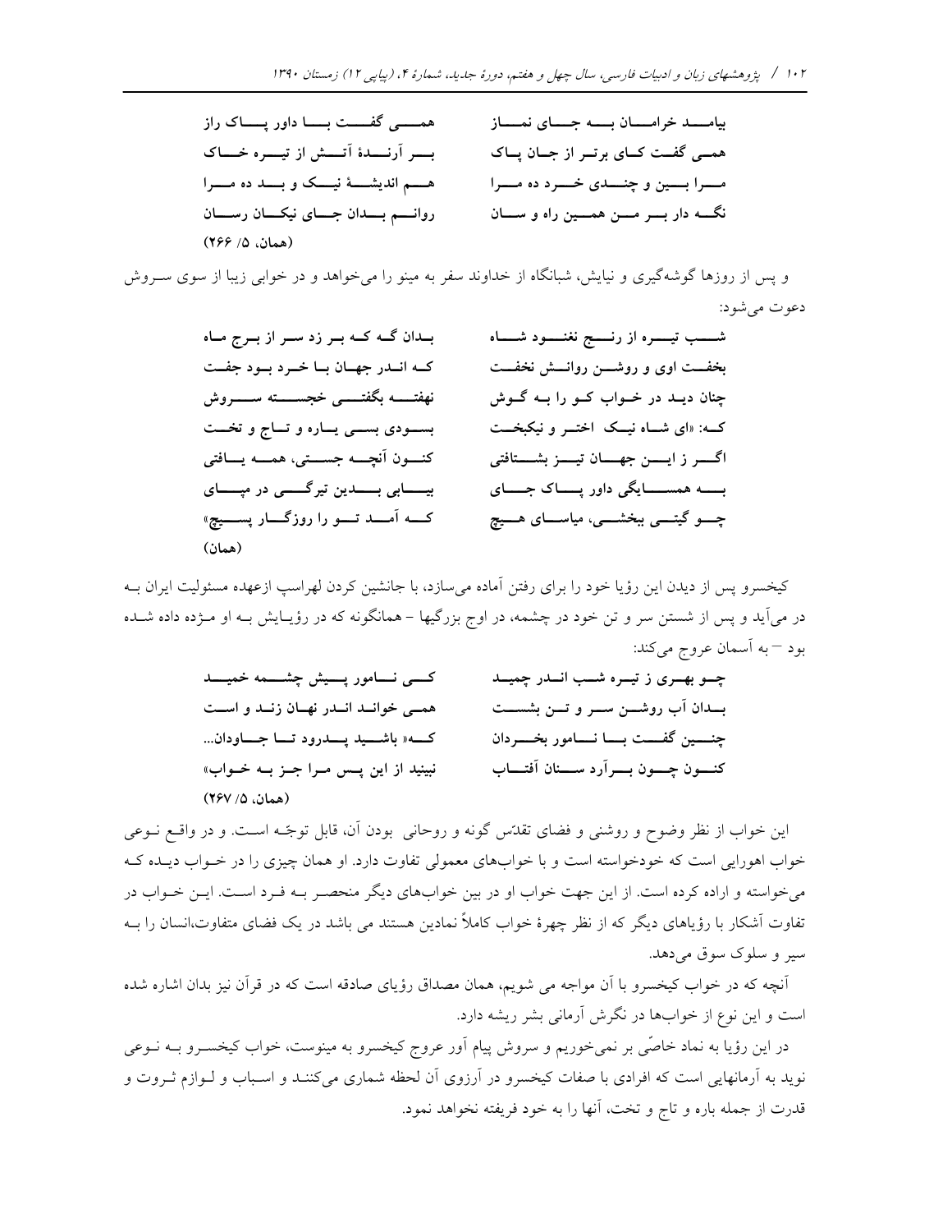بیامـــد خرامـــان بـــه جـــای نمـــاز　　همـــی گفـــت بـــا داور پـــاک راز
همـی گفـت کـای برتـر از جـان پـاک　　بـــر آرنـــدۀ آتـــش از تیـــره خـــاک
مـــرا بـــین و چنـــدی خـــرد ده مـــرا　　هـــم اندیشـــۀ نیـــک و بـــد ده مـــرا
نگـــه دار بـــر مـــن همـــین راه و ســـان　　روانـــم بـــدان جـــای نیکـــان رســـان

(همان، ۵/ ۲۶۶)

و پس از روزها گوشه‌گیری و نیایش، شبانگاه از خداوند سفر به مینو را می‌خواهد و در خوابی زیبا از سوی سـروش دعوت می‌شود:

شـــب تیـــره از رنـــج نغنـــود شـــاه　　بـدان گـه کـه بـر زد سـر از بـرج مـاه
بخفـــت اوی و روشـــن روانـــش نخفـــت　　کـه انـدر جهـان بـا خـرد بـود جفـت
چنان دیـد در خـواب کـو را بـه گـوش　　نهفتـــه بگفتـــی خجســـته ســـروش
کـه: «ای شـاه نیـک اختـر و نیکبخـت　　بســودی بسـی یـاره و تـاج و تخـت
اگـــر ز ایـــن جهـــان تیـــز بشـــتافتی　　کنـــون آنچـــه جســـتی، همـــه یـــافتی
بـــه همســـایگی داور پـــاک جـــای　　بیـــابی بـــدین تیرگـــی در مپـــای
چـــو گیتـــی ببخشـــی، میاســـای هـــیچ　　کـــه آمـــد تـــو را روزگـــار پســـیچ»

(همان)

کیخسرو پس از دیدن این رؤیا خود را برای رفتن آماده می‌سازد، با جانشین کردن لهراسپ ازعهده مسئولیت ایران بـه در می‌آید و پس از شستن سر و تن خود در چشمه، در اوج بزرگیها – همانگونه که در رؤیـایش بـه او مـژده داده شـده بود – به آسمان عروج می‌کند:

چـو بهـری ز تیـره شـب انـدر چمیـد　　کـــی نـــامور پـــیش چشـــمه خمیـــد
بـدان آب روشـــن ســـر و تـــن بشســـت　　همـی خوانـد انـدر نهـان زنـد و اسـت
چنـــین گفـــت بـــا نـــامور بخـــردان　　کـــه« باشـــید پـــدرود تـــا جـــاودان...
کنـــون چـــون بـــرآرد ســـنان آفتـــاب　　نبینید از این پـس مـرا جـز بـه خـواب»

(همان، ۵/ ۲۶۷)

این خواب از نظر وضوح و روشنی و فضای تقدّس گونه و روحانی بودن آن، قابل توجّـه اسـت. و در واقـع نـوعی خواب اهورایی است که خودخواسته است و با خواب‌های معمولی تفاوت دارد. او همان چیزی را در خـواب دیـده کـه می‌خواسته و اراده کرده است. از این جهت خواب او در بین خواب‌های دیگر منحصـر بـه فـرد اسـت. ایـن خـواب در تفاوت آشکار با رؤیاهای دیگر که از نظر چهرۀ خواب کاملاً نمادین هستند می باشد در یک فضای متفاوت،انسان را بـه سیر و سلوک سوق می‌دهد.

آنچه که در خواب کیخسرو با آن مواجه می شویم، همان مصداق رؤیای صادقه است که در قرآن نیز بدان اشاره شده است و این نوع از خواب‌ها در نگرش آرمانی بشر ریشه دارد.

در این رؤیا به نماد خاصّی بر نمی‌خوریم و سروش پیام آور عروج کیخسرو به مینوست، خواب کیخسـرو بـه نـوعی نوید به آرمانهایی است که افرادی با صفات کیخسرو در آرزوی آن لحظه شماری می‌کننـد و اسـباب و لـوازم ثـروت و قدرت از جمله باره و تاج و تخت، آنها را به خود فریفته نخواهد نمود.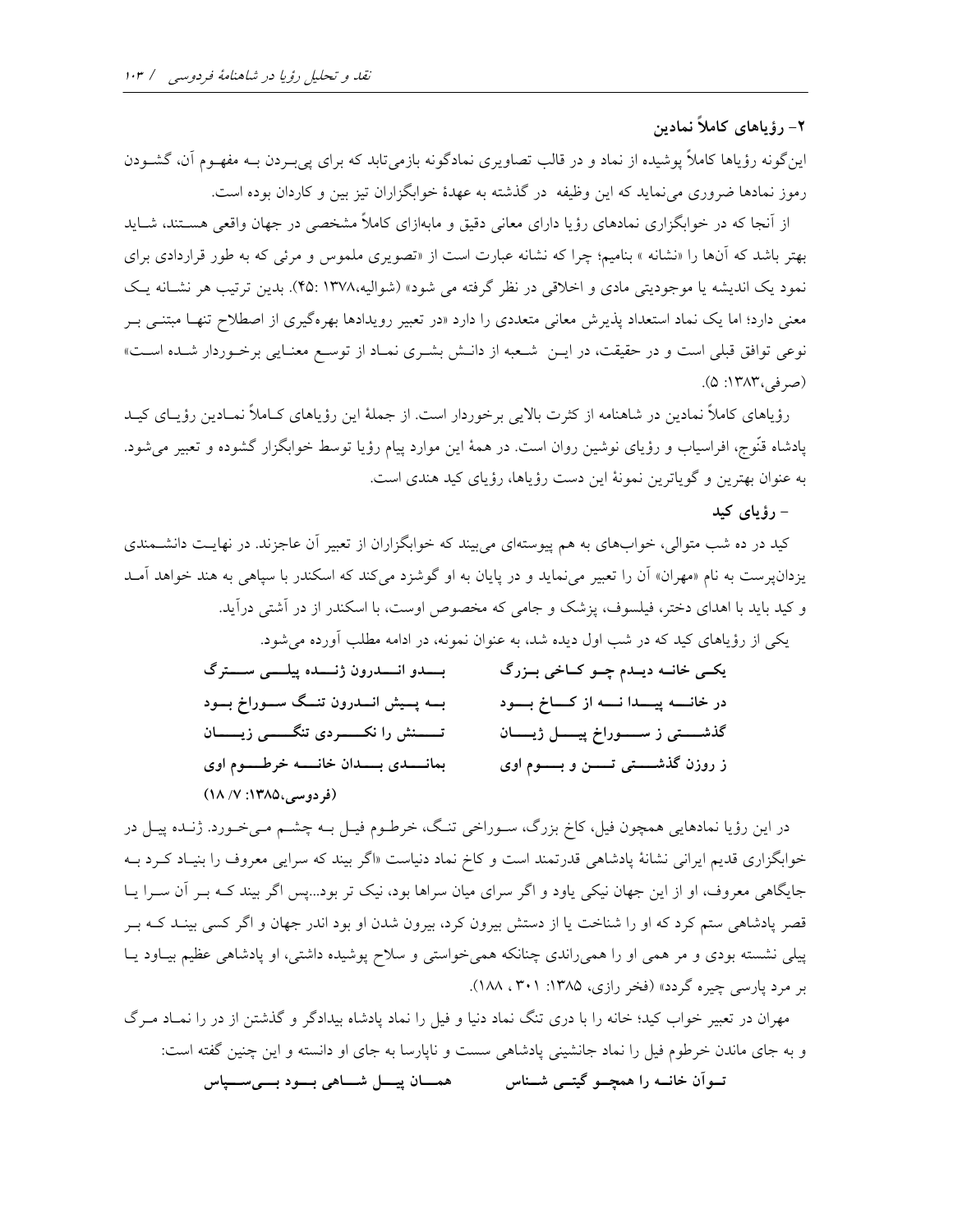## ۲- رؤیاهای کاملاً نمادین

این‌گونه رؤیاها کاملاً پوشیده از نماد و در قالب تصاویری نمادگونه بازمی‌تابد که برای پی‌بردن بـه مفهـوم آن، گشـودن رموز نمادها ضروری می‌نماید که این وظیفه در گذشته به عهدهٔ خوابگزاران تیز بین و کاردان بوده است.

از آنجا که در خوابگزاری نمادهای رؤیا دارای معانی دقیق و مابه‌ازای کاملاً مشخصی در جهان واقعی هسـتند، شـاید بهتر باشد که آن‌ها را «نشانه » بنامیم؛ چرا که نشانه عبارت است از «تصویری ملموس و مرئی که به طور قراردادی برای نمود یک اندیشه یا موجودیتی مادی و اخلاقی در نظر گرفته می شود» (شوالیه،۱۳۷۸ :۴۵). بدین ترتیب هر نشـانه یـک معنی دارد؛ اما یک نماد استعداد پذیرش معانی متعددی را دارد «در تعبیر رویدادها بهره‌گیری از اصطلاح تنهـا مبتنـی بـر نوعی توافق قبلی است و در حقیقت، در ایـن شـعبه از دانـش بشـری نمـاد از توسـع معنـایی برخـوردار شـده اسـت» (صرفی،۱۳۸۳: ۵).

رؤیاهای کاملاً نمادین در شاهنامه از کثرت بالایی برخوردار است. از جملهٔ این رؤیاهای کـاملاً نمـادین رؤیـای کیـد پادشاه قنّوج، افراسیاب و رؤیای نوشین روان است. در همهٔ این موارد پیام رؤیا توسط خوابگزار گشوده و تعبیر می‌شود. به عنوان بهترین و گویاترین نمونهٔ این دست رؤیاها، رؤیای کید هندی است.

### - رؤیای کید

کید در ده شب متوالی، خواب‌های به هم پیوسته‌ای می‌بیند که خوابگزاران از تعبیر آن عاجزند. در نهایـت دانشـمندی یزدان‌پرست به نام «مهران» آن را تعبیر می‌نماید و در پایان به او گوشزد می‌کند که اسکندر با سپاهی به هند خواهد آمـد و کید باید با اهدای دختر، فیلسوف، پزشک و جامی که مخصوص اوست، با اسکندر از در آشتی درآید.

یکی از رؤیاهای کید که در شب اول دیده شد، به عنوان نمونه، در ادامه مطلب آورده می‌شود.

**یکـی خانـه دیـدم چـو کـاخی بـزرگ — بـدو انـدرون ژنـده پیلـی سـترگ**
**در خانـه پیـدا نـه از کـاخ بـود — بـه پـیش انـدرون تنـگ سـوراخ بـود**
**گذشـتی ز سـوراخ پیـل ژیـان — تـنش را نکـردی تنگـی زیـان**
**ز روزن گذشـتی تـن و بـوم اوی — بمانـدی بـدان خانـه خرطـوم اوی**
**(فردوسی،۱۳۸۵: ۷/ ۱۸)**

در این رؤیا نمادهایی همچون فیل، کاخ بزرگ، سـوراخی تنـگ، خرطـوم فیـل بـه چشـم مـی‌خـورد. ژنـده پیـل در خوابگزاری قدیم ایرانی نشانهٔ پادشاهی قدرتمند است و کاخ نماد دنیاست «اگر بیند که سرایی معروف را بنیـاد کـرد بـه جایگاهی معروف، او از این جهان نیکی یاود و اگر سرای میان سراها بود، نیک تر بود...پس اگر بیند کـه بـر آن سـرا یـا قصر پادشاهی ستم کرد که او را شناخت یا از دستش بیرون کرد، بیرون شدن او بود اندر جهان و اگر کسی بینـد کـه بـر پیلی نشسته بودی و مر همی او را همی‌راندی چنانکه همی‌خواستی و سلاح پوشیده داشتی، او پادشاهی عظیم بیـاود یـا بر مرد پارسی چیره گردد» (فخر رازی، ۱۳۸۵: ۳۰۱ ، ۱۸۸).

مهران در تعبیر خواب کید؛ خانه را با دری تنگ نماد دنیا و فیل را نماد پادشاه بیدادگر و گذشتن از در را نمـاد مـرگ و به جای ماندن خرطوم فیل را نماد جانشینی پادشاهی سست و ناپارسا به جای او دانسته و این چنین گفته است:

**تـوآن خانـه را همچـو گیتـی شـناس — همـان پیـل شـاهی بـود بـی‌سـپاس**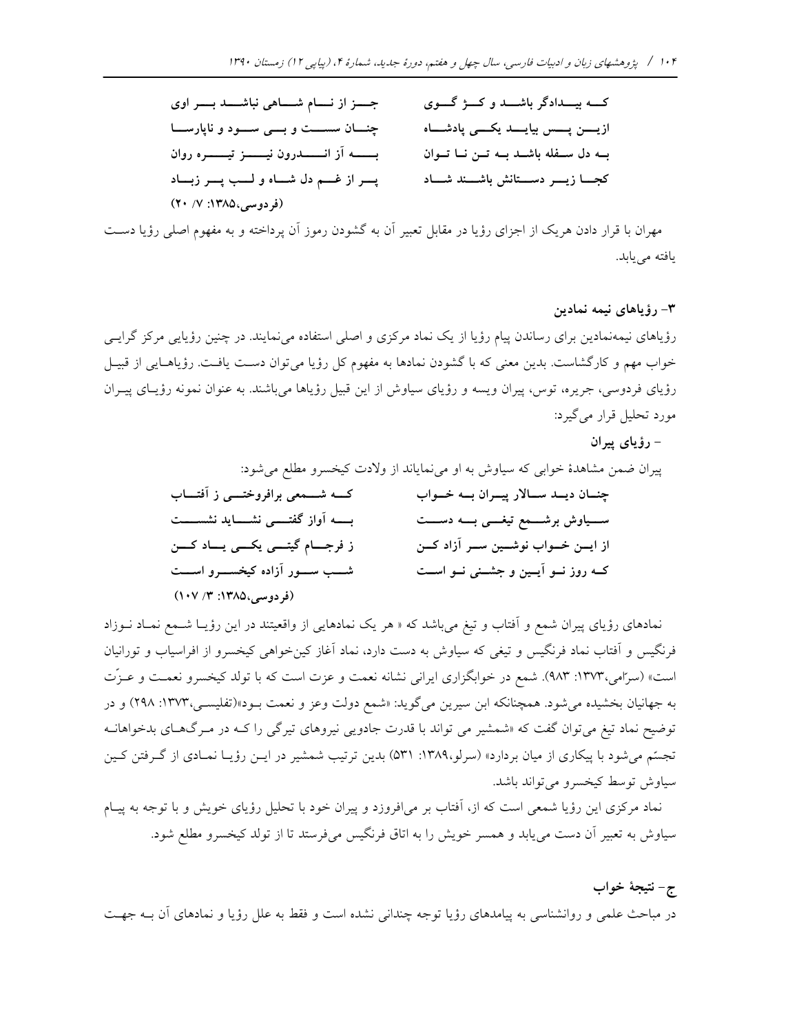| | |
|---|---|
| کــه بیــدادگر باشــد و کــژ گــوی | جــز از نــام شــاهی نباشــد بــر اوی |
| ازیــن پــس بیایــد یکــی پادشــاه | چنــان سســت و بــی ســود و ناپارســا |
| بــه دل سفله باشــد بــه تــن نــا تــوان | بــــه آز انــــدرون نیــــز تیــــره روان |
| کجــا زیــر دســتانش باشــند شــاد | پــر از غــم دل شــاه و لــب پــر زبــاد |

(فردوسی،۱۳۸۵: ۷/ ۲۰)

مهران با قرار دادن هریک از اجزای رؤیا در مقابل تعبیر آن به گشودن رموز آن پرداخته و به مفهوم اصلی رؤیا دست یافته می‌یابد.

### ۳- رؤیاهای نیمه نمادین

رؤیاهای نیمه‌نمادین برای رساندن پیام رؤیا از یک نماد مرکزی و اصلی استفاده می‌نمایند. در چنین رؤیایی مرکز گرایی خواب مهم و کارگشاست. بدین معنی که با گشودن نمادها به مفهوم کل رؤیا می‌توان دست یافت. رؤیاهایی از قبیل رؤیای فردوسی، جریره، توس، پیران ویسه و رؤیای سیاوش از این قبیل رؤیاها می‌باشند. به عنوان نمونه رؤیای پیران مورد تحلیل قرار می‌گیرد:

**- رؤیای پیران**

پیران ضمن مشاهدهٔ خوابی که سیاوش به او می‌نمایاند از ولادت کیخسرو مطلع می‌شود:

| | |
|---|---|
| چنــان دیــد ســالار پیــران بــه خــواب | کــه شــمعی برافروختــی ز آفتــاب |
| ســیاوش برشــمع تیغــی بــه دســت | بــه آواز گفتــی نشــاید نشســت |
| از ایــن خــواب نوشــین ســر آزاد کــن | ز فرجــام گیتــی یکــی یــاد کــن |
| کــه روز نــو آیــین و جشــنی نــو اســت | شــب ســور آزاده کیخســرو اســت |

(فردوسی،۱۳۸۵: ۳/ ۱۰۷)

نمادهای رؤیای پیران شمع و آفتاب و تیغ می‌باشد که « هر یک نمادهایی از واقعیتند در این رؤیا شمع نماد نوزاد فرنگیس و آفتاب نماد فرنگیس و تیغی که سیاوش به دست دارد، نماد آغاز کین‌خواهی کیخسرو از افراسیاب و تورانیان است» (سرّامی،۱۳۷۳: ۹۸۳). شمع در خوابگزاری ایرانی نشانه نعمت و عزت است که با تولد کیخسرو نعمت و عـزّت به جهانیان بخشیده می‌شود. همچنانکه ابن سیرین می‌گوید: «شمع دولت وعز و نعمت بـود»(تفلیسـی،۱۳۷۳: ۲۹۸) و در توضیح نماد تیغ می‌توان گفت که «شمشیر می تواند با قدرت جادویی نیروهای تیرگی را کـه در مـرگ‌هـای بدخواهانـه تجسّم می‌شود با پیکاری از میان بردارد» (سرلو،۱۳۸۹: ۵۳۱) بدین ترتیب شمشیر در ایـن رؤیـا نمـادی از گـرفتن کـین سیاوش توسط کیخسرو می‌تواند باشد.

نماد مرکزی این رؤیا شمعی است که از، آفتاب بر می‌افروزد و پیران خود با تحلیل رؤیای خویش و با توجه به پیام سیاوش به تعبیر آن دست می‌یابد و همسر خویش را به اتاق فرنگیس می‌فرستد تا از تولد کیخسرو مطلع شود.

## ج- نتیجهٔ خواب

در مباحث علمی و روانشناسی به پیامدهای رؤیا توجه چندانی نشده است و فقط به علل رؤیا و نمادهای آن بـه جهـت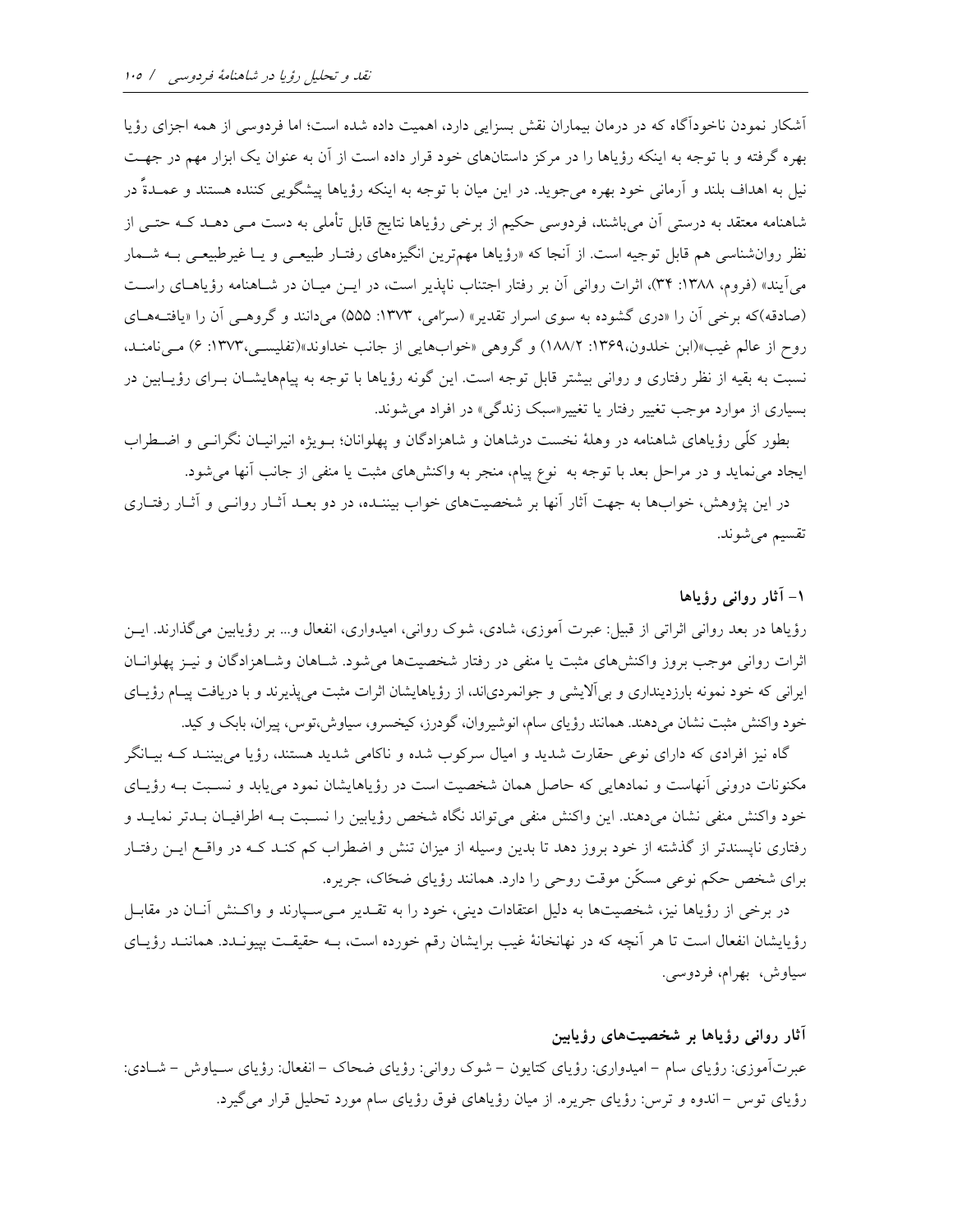آشکار نمودن ناخودآگاه که در درمان بیماران نقش بسزایی دارد، اهمیت داده شده است؛ اما فردوسی از همه اجزای رؤیا بهره گرفته و با توجه به اینکه رؤیاها را در مرکز داستان‌های خود قرار داده است از آن به عنوان یک ابزار مهم در جهت نیل به اهداف بلند و آرمانی خود بهره می‌جوید. در این میان با توجه به اینکه رؤیاها پیشگویی کننده هستند و عمدةً در شاهنامه معتقد به درستی آن می‌باشند، فردوسی حکیم از برخی رؤیاها نتایج قابل تأملی به دست می دهد که حتی از نظر روان‌شناسی هم قابل توجیه است. از آنجا که «رؤیاها مهم‌ترین انگیزه‌های رفتار طبیعی و یا غیرطبیعی به شمار می‌آیند» (فروم، ۱۳۸۸: ۳۴)، اثرات روانی آن بر رفتار اجتناب ناپذیر است، در این میان در شاهنامه رؤیاهای راست (صادقه)که برخی آن را «دری گشوده به سوی اسرار تقدیر» (سرّامی، ۱۳۷۳: ۵۵۵) می‌دانند و گروهی آن را «یافته‌های روح از عالم غیب»(ابن خلدون،۱۳۶۹: ۱۸۸/۲) و گروهی «خواب‌هایی از جانب خداوند»(تفلیسی،۱۳۷۳: ۶) می‌نامند، نسبت به بقیه از نظر رفتاری و روانی بیشتر قابل توجه است. این گونه رؤیاها با توجه به پیام‌هایشان برای رؤیابین در بسیاری از موارد موجب تغییر رفتار یا تغییر«سبک زندگی» در افراد می‌شوند.

بطور کلّی رؤیاهای شاهنامه در وهلهٔ نخست درشاهان و شاهزادگان و پهلوانان؛ بویژه انیرانیان نگرانی و اضطراب ایجاد می‌نماید و در مراحل بعد با توجه به نوع پیام، منجر به واکنش‌های مثبت یا منفی از جانب آنها می‌شود.

در این پژوهش، خواب‌ها به جهت آثار آنها بر شخصیت‌های خواب بیننده، در دو بعد آثار روانی و آثار رفتاری تقسیم می‌شوند.

### ۱- آثار روانی رؤیاها

رؤیاها در بعد روانی اثراتی از قبیل: عبرت آموزی، شادی، شوک روانی، امیدواری، انفعال و... بر رؤیابین می‌گذارند. این اثرات روانی موجب بروز واکنش‌های مثبت یا منفی در رفتار شخصیت‌ها می‌شود. شاهان وشاهزادگان و نیز پهلوانان ایرانی که خود نمونه بارزدینداری و بی‌آلایشی و جوانمردی‌اند، از رؤیاهایشان اثرات مثبت می‌پذیرند و با دریافت پیام رؤیای خود واکنش مثبت نشان می‌دهند. همانند رؤیای سام، انوشیروان، گودرز، کیخسرو، سیاوش،توس، پیران، بابک و کید.

گاه نیز افرادی که دارای نوعی حقارت شدید و امیال سرکوب شده و ناکامی شدید هستند، رؤیا می‌بینند که بیانگر مکنونات درونی آنهاست و نمادهایی که حاصل همان شخصیت است در رؤیاهایشان نمود می‌یابد و نسبت به رؤیای خود واکنش منفی نشان می‌دهند. این واکنش منفی می‌تواند نگاه شخص رؤیابین را نسبت به اطرافیان بدتر نماید و رفتاری ناپسندتر از گذشته از خود بروز دهد تا بدین وسیله از میزان تنش و اضطراب کم کند که در واقع این رفتار برای شخص حکم نوعی مسکّن موقت روحی را دارد. همانند رؤیای ضحّاک، جریره.

در برخی از رؤیاها نیز، شخصیت‌ها به دلیل اعتقادات دینی، خود را به تقدیر می‌سپارند و واکنش آنان در مقابل رؤیایشان انفعال است تا هر آنچه که در نهانخانهٔ غیب برایشان رقم خورده است، به حقیقت بپیوندد. همانند رؤیای سیاوش، بهرام، فردوسی.

### آثار روانی رؤیاها بر شخصیت‌های رؤیابین

عبرت‌آموزی: رؤیای سام – امیدواری: رؤیای کتایون – شوک روانی: رؤیای ضحاک – انفعال: رؤیای سیاوش – شادی: رؤیای توس – اندوه و ترس: رؤیای جریره. از میان رؤیاهای فوق رؤیای سام مورد تحلیل قرار می‌گیرد.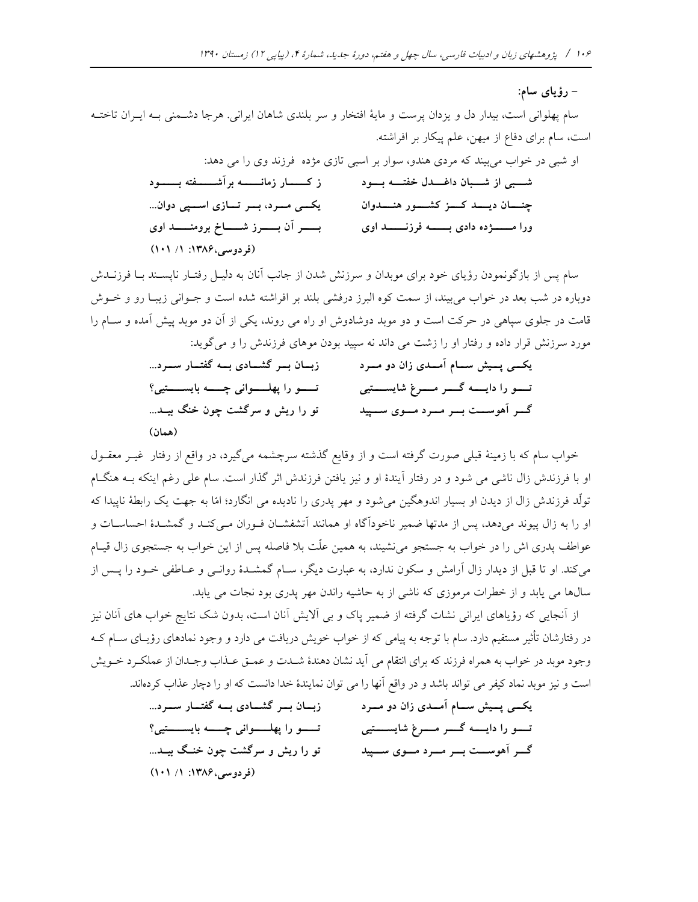- **رؤیای سام:**

سام پهلوانی است، بیدار دل و یزدان پرست و مایهٔ افتخار و سر بلندی شاهان ایرانی. هرجا دشمنی به ایران تاخته است، سام برای دفاع از میهن، علم پیکار بر افراشته.

او شبی در خواب می‌بیند که مردی هندو، سوار بر اسبی تازی مژده فرزند وی را می دهد:

**شبی از شبان داغدل خفته بود — ز کار زمانه برآشفته بود**

**چنان دید کز کشور هندوان — یکی مرد، بر تازی اسپی دوان...**

**ورا مژده دادی به فرزند اوی — بر آن برز شاخ برومند اوی**

**(فردوسی،۱۳۸۶: ۱/ ۱۰۱)**

سام پس از بازگونمودن رؤیای خود برای موبدان و سرزنش شدن از جانب آنان به دلیل رفتار ناپسند با فرزندش دوباره در شب بعد در خواب می‌بیند، از سمت کوه البرز درفشی بلند بر افراشته شده است و جوانی زیبا رو و خوش قامت در جلوی سپاهی در حرکت است و دو موبد دوشادوش او راه می روند، یکی از آن دو موبد پیش آمده و سام را مورد سرزنش قرار داده و رفتار او را زشت می داند نه سپید بودن موهای فرزندش را و می‌گوید:

**یکی پیش سام آمدی زان دو مرد — زبان بر گشادی به گفتار سرد...**

**ترا دایه گر مرغ شایستی — ترا پهلوانی چه بایستی؟**

**گر آهوست بر مرد موی سپید — تو را ریش و سرگشت چون خنگ بید...**

**(همان)**

خواب سام که با زمینهٔ قبلی صورت گرفته است و از وقایع گذشته سرچشمه می‌گیرد، در واقع از رفتار غیر معقول او با فرزندش زال ناشی می شود و در رفتار آیندهٔ او و نیز یافتن فرزندش اثر گذار است. سام علی رغم اینکه به هنگام تولّد فرزندش زال از دیدن او بسیار اندوهگین می‌شود و مهر پدری را نادیده می انگارد؛ امّا به جهت یک رابطهٔ ناپیدا که او را به زال پیوند می‌دهد، پس از مدتها ضمیر ناخودآگاه او همانند آتشفشان فوران می‌کند و گمشدهٔ احساسات و عواطف پدری اش را در خواب به جستجو می‌نشیند، به همین علّت بلا فاصله پس از این خواب به جستجوی زال قیام می‌کند. او تا قبل از دیدار زال آرامش و سکون ندارد، به عبارت دیگر، سام گمشدهٔ روانی و عاطفی خود را پس از سال‌ها می یابد و از خطرات مرموزی که ناشی از به حاشیه راندن مهر پدری بود نجات می یابد.

از آنجایی که رؤیاهای ایرانی نشات گرفته از ضمیر پاک و بی آلایش آنان است، بدون شک نتایج خواب های آنان نیز در رفتارشان تأثیر مستقیم دارد. سام با توجه به پیامی که از خواب خویش دریافت می دارد و وجود نمادهای رؤیای سام که وجود موبد در خواب به همراه فرزند که برای انتقام می آید نشان دهندهٔ شدت و عمق عذاب وجدان از عملکرد خویش است و نیز موبد نماد کیفر می تواند باشد و در واقع آنها را می توان نمایندهٔ خدا دانست که او را دچار عذاب کرده‌اند.

**یکی پیش سام آمدی زان دو مرد — زبان بر گشادی به گفتار سرد...**

**ترا دایه گر مرغ شایستی — ترا پهلوانی چه بایستی؟**

**گر آهوست بر مرد موی سپید — تو را ریش و سرگشت چون خنگ بید...**

**(فردوسی،۱۳۸۶: ۱/ ۱۰۱)**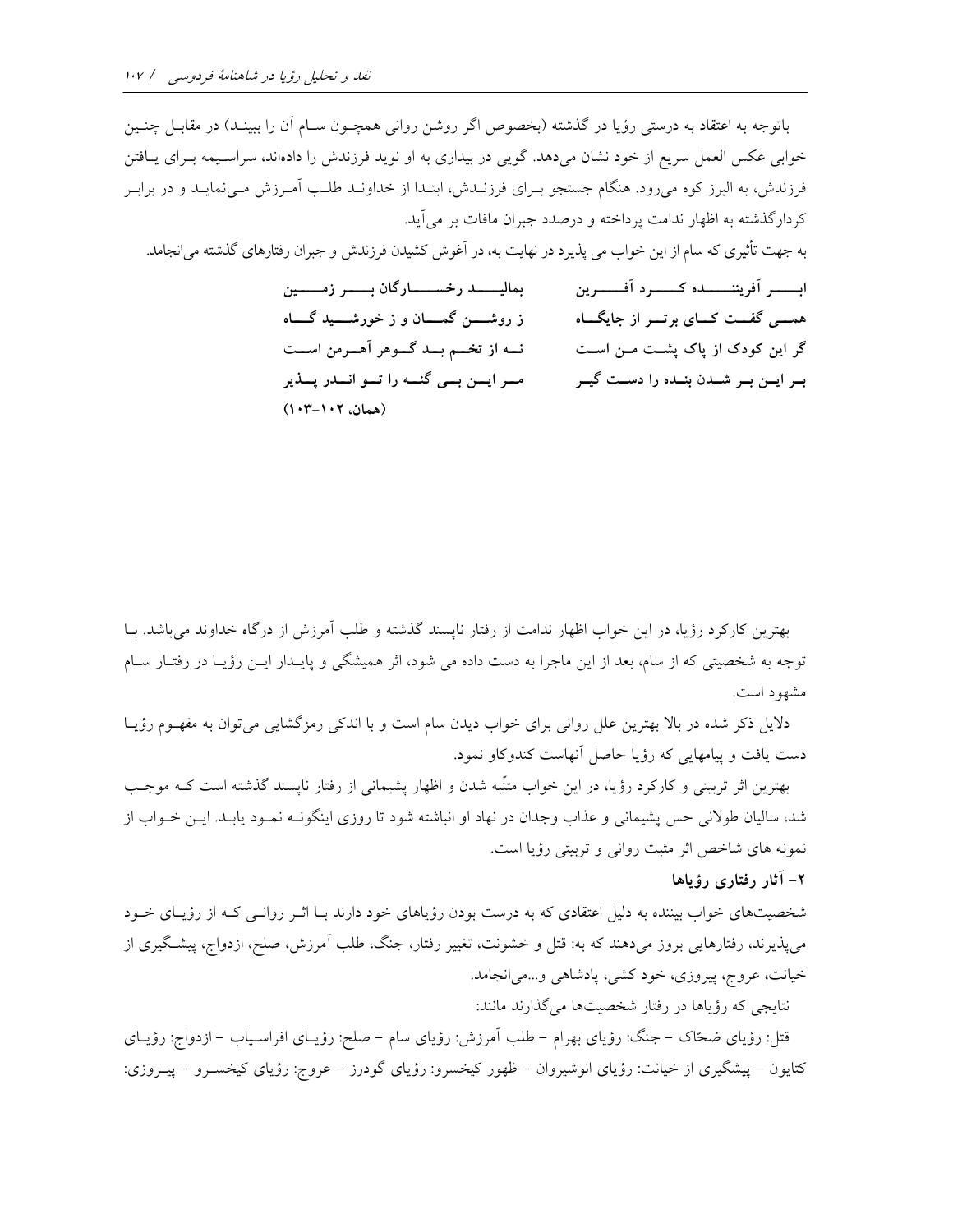باتوجه به اعتقاد به درستی رؤیا در گذشته (بخصوص اگر روشن روانی همچون سام آن را ببیند) در مقابل چنین خوابی عکس العمل سریع از خود نشان می‌دهد. گویی در بیداری به او نوید فرزندش را داده‌اند، سراسیمه برای یافتن فرزندش، به البرز کوه می‌رود. هنگام جستجو برای فرزندش، ابتدا از خداوند طلب آمرزش می‌نماید و در برابر کردارگذشته به اظهار ندامت پرداخته و درصدد جبران مافات بر می‌آید.

به جهت تأثیری که سام از این خواب می پذیرد در نهایت به، در آغوش کشیدن فرزندش و جبران رفتارهای گذشته می‌انجامد.

**ابـر آفریننـده کـرد آفـرین — بمالیـد رخسـارگان بـر زمـین**
**همـی گفـت کـای برتـر از جایگـاه — ز روشـن گمـان و ز خورشـید گـاه**
**گر این کودک از پاک پشـت مـن اسـت — نـه از تخـم بـد گـوهر آهـرمن اسـت**
**بـر ایـن بـر شـدن بنـده را دسـت گیـر — مـر ایـن بـی گنـه را تـو انـدر پـذیر**
**(همان، ۱۰۲-۱۰۳)**

بهترین کارکرد رؤیا، در این خواب اظهار ندامت از رفتار ناپسند گذشته و طلب آمرزش از درگاه خداوند می‌باشد. با توجه به شخصیتی که از سام، بعد از این ماجرا به دست داده می شود، اثر همیشگی و پایدار این رؤیا در رفتار سام مشهود است.

دلایل ذکر شده در بالا بهترین علل روانی برای خواب دیدن سام است و با اندکی رمزگشایی می‌توان به مفهوم رؤیا دست یافت و پیامهایی که رؤیا حاصل آنهاست کندوکاو نمود.

بهترین اثر تربیتی و کارکرد رؤیا، در این خواب متنّبه شدن و اظهار پشیمانی از رفتار ناپسند گذشته است کـه موجب شد، سالیان طولانی حس پشیمانی و عذاب وجدان در نهاد او انباشته شود تا روزی اینگونه نمود یابد. این خواب از نمونه های شاخص اثر مثبت روانی و تربیتی رؤیا است.

### ۲- آثار رفتاری رؤیاها

شخصیت‌های خواب بیننده به دلیل اعتقادی که به درست بودن رؤیاهای خود دارند با اثر روانی که از رؤیای خود می‌پذیرند، رفتارهایی بروز می‌دهند که به: قتل و خشونت، تغییر رفتار، جنگ، طلب آمرزش، صلح، ازدواج، پیشگیری از خیانت، عروج، پیروزی، خود کشی، پادشاهی و...می‌انجامد.

نتایجی که رؤیاها در رفتار شخصیت‌ها می‌گذارند مانند:

قتل: رؤیای ضحّاک – جنگ: رؤیای بهرام – طلب آمرزش: رؤیای سام – صلح: رؤیای افراسیاب – ازدواج: رؤیای کتایون – پیشگیری از خیانت: رؤیای انوشیروان – ظهور کیخسرو: رؤیای گودرز – عروج: رؤیای کیخسرو – پیروزی: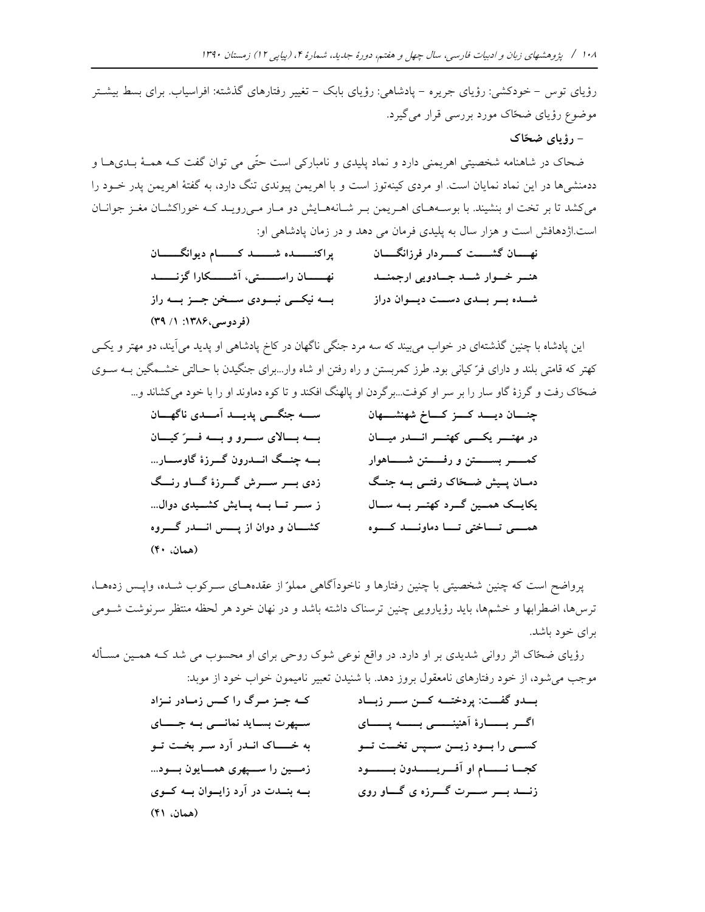رؤیای توس – خودکشی: رؤیای جریره – پادشاهی: رؤیای بابک – تغییر رفتارهای گذشته: افراسیاب. برای بسط بیشتر موضوع رؤیای ضحّاک مورد بررسی قرار می‌گیرد.

**– رؤیای ضحّاک**

ضحاک در شاهنامه شخصیتی اهریمنی دارد و نماد پلیدی و نامبارکی است حتّی می توان گفت کـه همـهٔ بـدی‌هـا و ددمنشی‌ها در این نماد نمایان است. او مردی کینه‌توز است و با اهریمن پیوندی تنگ دارد، به گفتهٔ اهریمن پدر خـود را می‌کشد تا بر تخت او بنشیند. با بوسـه‌هـای اهـریمن بـر شـانه‌هـایش دو مـار مـی‌رویـد کـه خوراکشـان مغـز جوانـان است.اژدهافش است و هزار سال به پلیدی فرمان می دهد و در زمان پادشاهی او:

**نهـان گشـت کـردار فرزانگـان — پراکنـده شـد کـام دیوانگـان**
**هنـر خـوار شـد جـادویی ارجمنـد — نهـان راسـتی، آشـکارا گزنـد**
**شـده بـر بـدی دسـت دیـوان دراز — بـه نیکـی نبـودی سـخن جـز بـه راز**
**(فردوسی،۱۳۸۶: ۱/ ۳۹)**

این پادشاه با چنین گذشته‌ای در خواب می‌بیند که سه مرد جنگی ناگهان در کاخ پادشاهی او پدید می‌آیند، دو مهتر و یکـی کهتر که قامتی بلند و دارای فرّ کیانی بود. طرز کمربستن و راه رفتن او شاه وار...برای جنگیدن با حـالتی خشـمگین بـه سـوی ضحّاک رفت و گرزهٔ گاو سار را بر سر او کوفت...برگردن او پالهنگ افکند و تا کوه دماوند او را با خود می‌کشاند و...

**چنـان دیـد کـز کـاخ شهنشـهان — سـه جنگـی پدیـد آمـدی ناگهـان**
**در مهتـر یکـی کهتـر انـدر میـان — بـه بـالای سـرو و بـه فـرّ کیـان**
**کمـر بسـتن و رفـتن شـاهوار — بـه چنـگ انـدرون گـرزهٔ گاوسـار...**
**دمـان پـیش ضـحّاک رفتـی بـه جنـگ — زدی بـر سـرش گـرزهٔ گـاو رنـگ**
**یکایـک همـین گـرد کهتـر بـه سـال — ز سـر تـا بـه پـایش کشـیدی دوال...**
**همـی تـاختی تـا دماونـد کـوه — کشـان و دوان از پـس انـدر گـروه**
**(همان، ۴۰)**

پرواضح است که چنین شخصیتی با چنین رفتارها و ناخودآگاهی مملوّ از عقده‌هـای سـرکوب شـده، واپـس زده‌هـا، ترس‌ها، اضطرابها و خشم‌ها، باید رؤیارویی چنین ترسناک داشته باشد و در نهان خود هر لحظه منتظر سرنوشت شـومی برای خود باشد.

رؤیای ضحّاک اثر روانی شدیدی بر او دارد. در واقع نوعی شوک روحی برای او محسوب می شد کـه همـین مسـأله موجب می‌شود، از خود رفتارهای نامعقول بروز دهد. با شنیدن تعبیر نامیمون خواب خود از موبد:

**بـدو گفـت: پردختـه کـن سـر زبـاد — کـه جـز مـرگ را کـس زمـادر نـزاد**
**اگـر بـارهٔ آهنیـنـی بـه پـای — سـپهرت بسـاید نمانـی بـه جـای**
**کسـی را بـود زیـن سـپس تخـت تـو — به خـاک انـدر آرد سـر بخـت تـو**
**کجـا نـام او آفـریـدون بـود — زمـین را سـپهری همـایون بـود...**
**زنـد بـر سـرت گـرزه ی گـاو روی — بـه بنـدت در آرد زایـوان بـه کـوی**
**(همان، ۴۱)**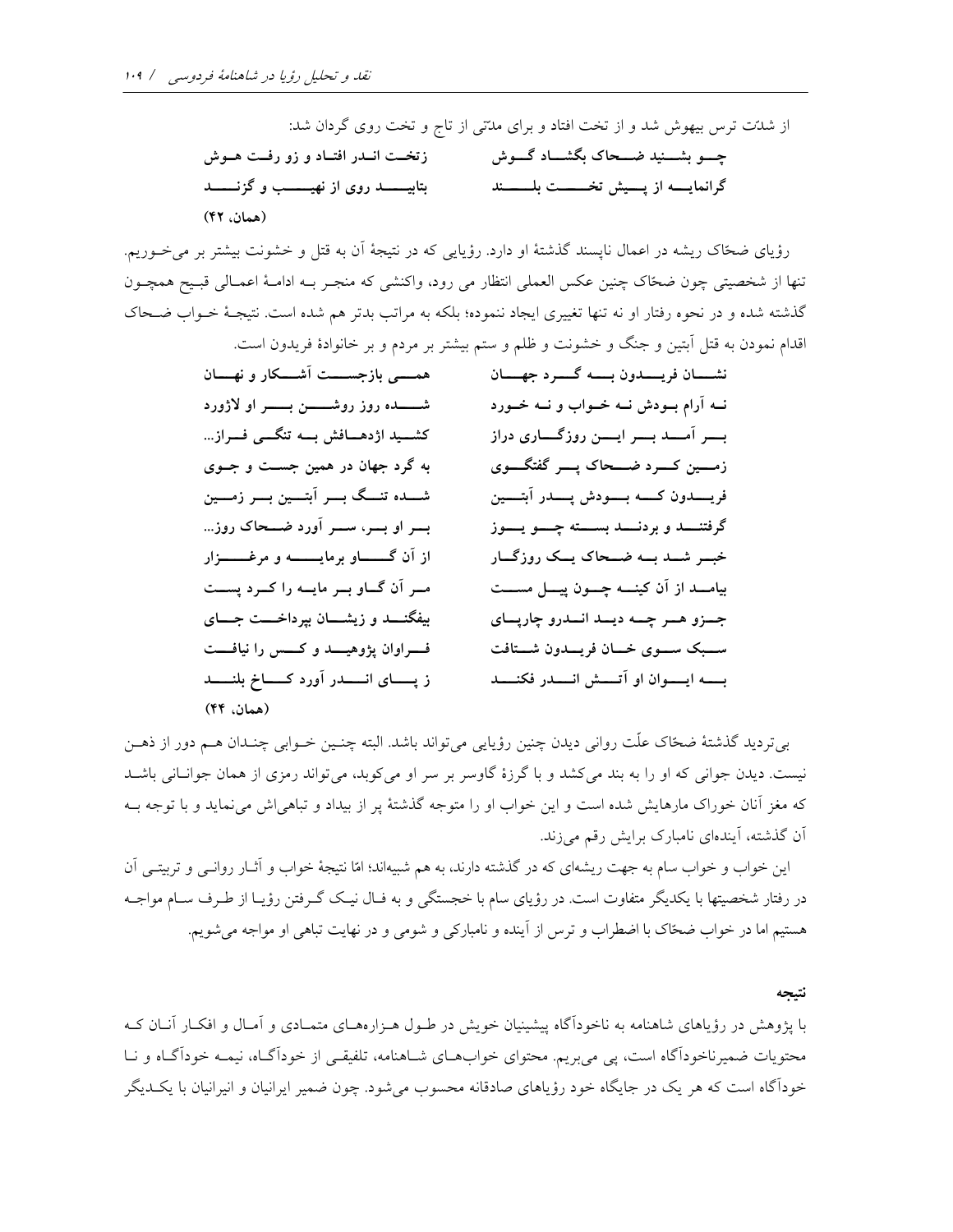از شدّت ترس بیهوش شد و از تخت افتاد و برای مدّتی از تاج و تخت روی گردان شد:

| | |
|---|---|
| چـو بشـنید ضـحاک بگشـاد گـوش | زتخـت انـدر افتـاد و زو رفـت هـوش |
| گرانمایـه از پـیش تخـت بلـند | بتابیـد روی از نهیـب و گزنـد |

(همان، ۴۲)

رؤیای ضحّاک ریشه در اعمال ناپسند گذشتهٔ او دارد. رؤیایی که در نتیجهٔ آن به قتل و خشونت بیشتر بر می‌خوریم. تنها از شخصیتی چون ضحّاک چنین عکس العملی انتظار می رود، واکنشی که منجـر بـه ادامـهٔ اعمـالی قبـیح همچـون گذشته شده و در نحوه رفتار او نه تنها تغییری ایجاد ننموده؛ بلکه به مراتب بدتر هم شده است. نتیجـهٔ خـواب ضـحاک اقدام نمودن به قتل آبتین و جنگ و خشونت و ظلم و ستم بیشتر بر مردم و بر خانوادهٔ فریدون است.

| | |
|---|---|
| نشـان فریـدون بـه گـرد جهـان | همـی بازجسـت آشـکار و نهـان |
| نـه آرام بـودش نـه خـواب و نـه خـورد | شـده روز روشـن بـر او لاژورد |
| بـر آمـد بـر ایـن روزگـاری دراز | کشـید اژدهـافش بـه تنگـی فـراز... |
| زمـین کـرد ضـحاک پـر گفتگـوی | به گرد جهان در همین جست و جـوی |
| فریـدون کـه بـودش پـدر آبتـین | شـده تنـگ بـر آبتـین بـر زمـین |
| گرفتنـد و بردنـد بسـته چـو یـوز | بـر او بـر، سـر آورد ضـحاک روز... |
| خبـر شـد بـه ضـحاک یـک روزگـار | از آن گـاو برمایـه و مرغـزار |
| بیامـد از آن کینـه چـون پیـل مسـت | مـر آن گـاو بـر مایـه را کـرد پسـت |
| جـزو هـر چـه دیـد انـدرو چارپـای | بیفگنـد و زیشـان بپرداخـت جـای |
| سـبک سـوی خـان فریـدون شـتافت | فـراوان پژوهیـد و کـس را نیافـت |
| بـه ایـوان او آتـش انـدر فکنـد | ز پـای انـدر آورد کـاخ بلنـد |

(همان، ۴۴)

بی‌تردید گذشتهٔ ضحّاک علّت روانی دیدن چنین رؤیایی می‌تواند باشد. البته چنـین خـوابی چنـدان هـم دور از ذهـن نیست. دیدن جوانی که او را به بند می‌کشد و با گرزهٔ گاوسر بر سر او می‌کوبد، می‌تواند رمزی از همان جوانـانی باشـد که مغز آنان خوراک مارهایش شده است و این خواب او را متوجه گذشتهٔ پر از بیداد و تباهی‌اش می‌نماید و با توجه بـه آن گذشته، آینده‌ای نامبارک برایش رقم می‌زند.

این خواب و خواب سام به جهت ریشه‌ای که در گذشته دارند، به هم شبیه‌اند؛ امّا نتیجهٔ خواب و آثـار روانـی و تربیتـی آن در رفتار شخصیتها با یکدیگر متفاوت است. در رؤیای سام با خجستگی و به فـال نیـک گـرفتن رؤیـا از طـرف سـام مواجـه هستیم اما در خواب ضحّاک با اضطراب و ترس از آینده و نامبارکی و شومی و در نهایت تباهی او مواجه می‌شویم.

## نتیجه

با پژوهش در رؤیاهای شاهنامه به ناخودآگاه پیشینیان خویش در طـول هـزاره‌هـای متمـادی و آمـال و افکـار آنـان کـه محتویات ضمیرناخودآگاه است، پی می‌بریم. محتوای خواب‌هـای شـاهنامه، تلفیقـی از خودآگـاه، نیمـه خودآگـاه و نـا خودآگاه است که هر یک در جایگاه خود رؤیاهای صادقانه محسوب می‌شود. چون ضمیر ایرانیان و انیرانیان با یکـدیگر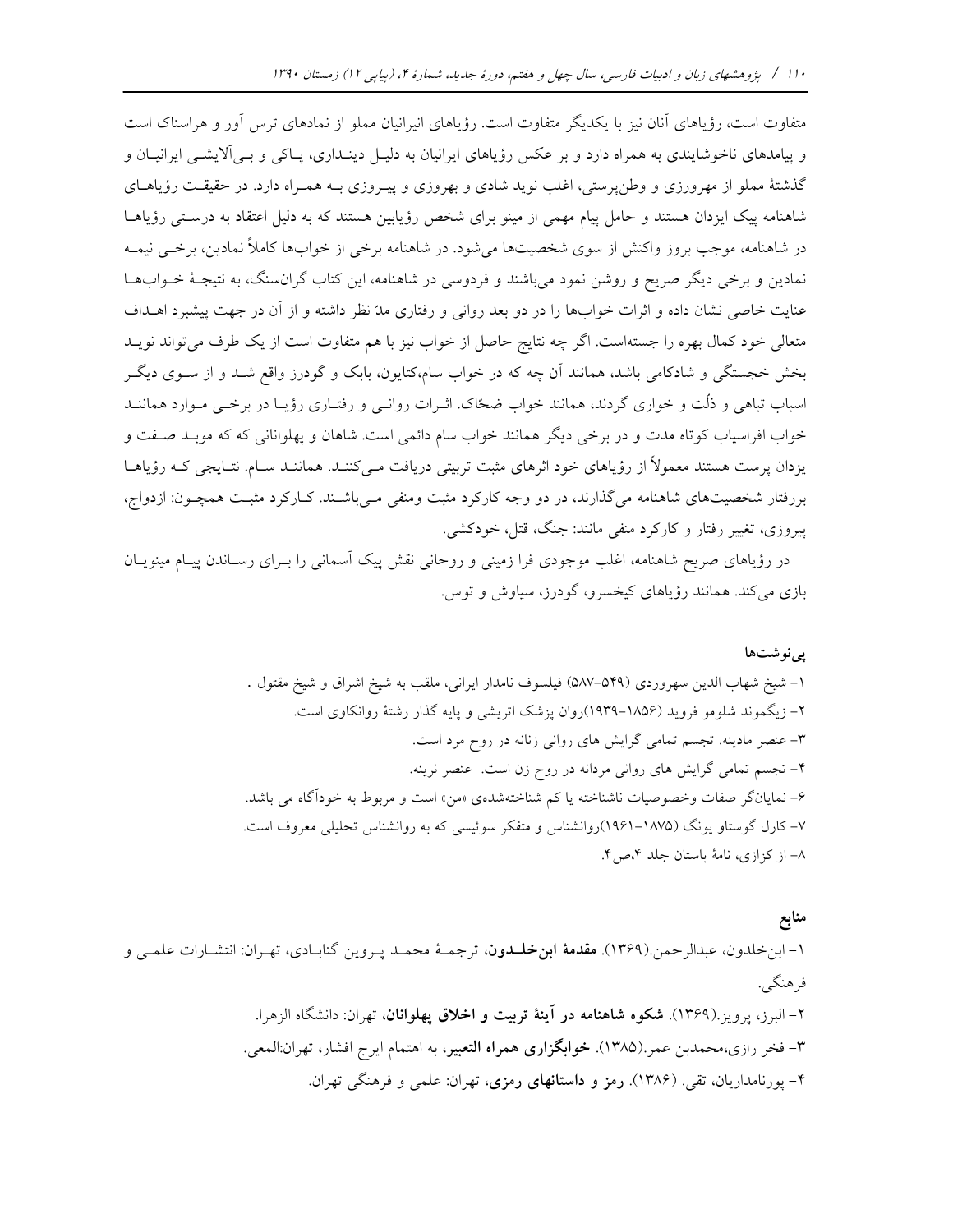متفاوت است، رؤیاهای آنان نیز با یکدیگر متفاوت است. رؤیاهای انیرانیان مملو از نمادهای ترس آور و هراسناک است و پیامدهای ناخوشایندی به همراه دارد و بر عکس رؤیاهای ایرانیان به دلیل دینداری، پاکی و بی‌آلایشی ایرانیان و گذشتهٔ مملو از مهرورزی و وطن‌پرستی، اغلب نوید شادی و بهروزی و پیروزی به همراه دارد. در حقیقت رؤیاهای شاهنامه پیک ایزدان هستند و حامل پیام مهمی از مینو برای شخص رؤیابین هستند که به دلیل اعتقاد به درستی رؤیاها در شاهنامه، موجب بروز واکنش از سوی شخصیت‌ها می‌شود. در شاهنامه برخی از خواب‌ها کاملاً نمادین، برخی نیمه نمادین و برخی دیگر صریح و روشن نمود می‌باشند و فردوسی در شاهنامه، این کتاب گران‌سنگ، به نتیجهٔ خواب‌ها عنایت خاصی نشان داده و اثرات خواب‌ها را در دو بعد روانی و رفتاری مدّ نظر داشته و از آن در جهت پیشبرد اهداف متعالی خود کمال بهره را جسته‌است. اگر چه نتایج حاصل از خواب نیز با هم متفاوت است از یک طرف می‌تواند نوید بخش خجستگی و شادکامی باشد، همانند آن چه که در خواب سام،کتایون، بابک و گودرز واقع شد و از سوی دیگر اسباب تباهی و ذلّت و خواری گردند، همانند خواب ضحّاک. اثرات روانی و رفتاری رؤیا در برخی موارد همانند خواب افراسیاب کوتاه مدت و در برخی دیگر همانند خواب سام دائمی است. شاهان و پهلوانانی که که موبد صفت و یزدان پرست هستند معمولاً از رؤیاهای خود اثرهای مثبت تربیتی دریافت می‌کنند. همانند سام. نتایجی که رؤیاها بررفتار شخصیت‌های شاهنامه می‌گذارند، در دو وجه کارکرد مثبت ومنفی می‌باشند. کارکرد مثبت همچون: ازدواج، پیروزی، تغییر رفتار و کارکرد منفی مانند: جنگ، قتل، خودکشی.

در رؤیاهای صریح شاهنامه، اغلب موجودی فرا زمینی و روحانی نقش پیک آسمانی را برای رساندن پیام مینویان بازی می‌کند. همانند رؤیاهای کیخسرو، گودرز، سیاوش و توس.

## پی‌نوشت‌ها

۱- شیخ شهاب الدین سهروردی (۵۴۹-۵۸۷) فیلسوف نامدار ایرانی، ملقب به شیخ اشراق و شیخ مقتول .

۲- زیگموند شلومو فروید (۱۸۵۶-۱۹۳۹)روان پزشک اتریشی و پایه گذار رشتهٔ روانکاوی است.

۳- عنصر مادینه. تجسم تمامی گرایش های روانی زنانه در روح مرد است.

۴- تجسم تمامی گرایش های روانی مردانه در روح زن است. عنصر نرینه.

۶- نمایانگر صفات وخصوصیات ناشناخته یا کم شناخته‌شده‌ی «من» است و مربوط به خودآگاه می باشد.

۷- کارل گوستاو یونگ (۱۸۷۵-۱۹۶۱)روانشناس و متفکر سوئیسی که به روانشناس تحلیلی معروف است.

۸- از کزازی، نامهٔ باستان جلد ۴،ص۴.

## منابع

۱- ابن‌خلدون، عبدالرحمن.(۱۳۶۹). **مقدمهٔ ابن‌خلدون**، ترجمهٔ محمد پروین گنابادی، تهران: انتشارات علمی و فرهنگی.

۲- البرز، پرویز.(۱۳۶۹). **شکوه شاهنامه در آینهٔ تربیت و اخلاق پهلوانان**، تهران: دانشگاه الزهرا.

۳- فخر رازی،محمدبن عمر.(۱۳۸۵). **خوابگزاری همراه التعبیر**، به اهتمام ایرج افشار، تهران:المعی.

۴- پورنامداریان، تقی. (۱۳۸۶). **رمز و داستانهای رمزی**، تهران: علمی و فرهنگی تهران.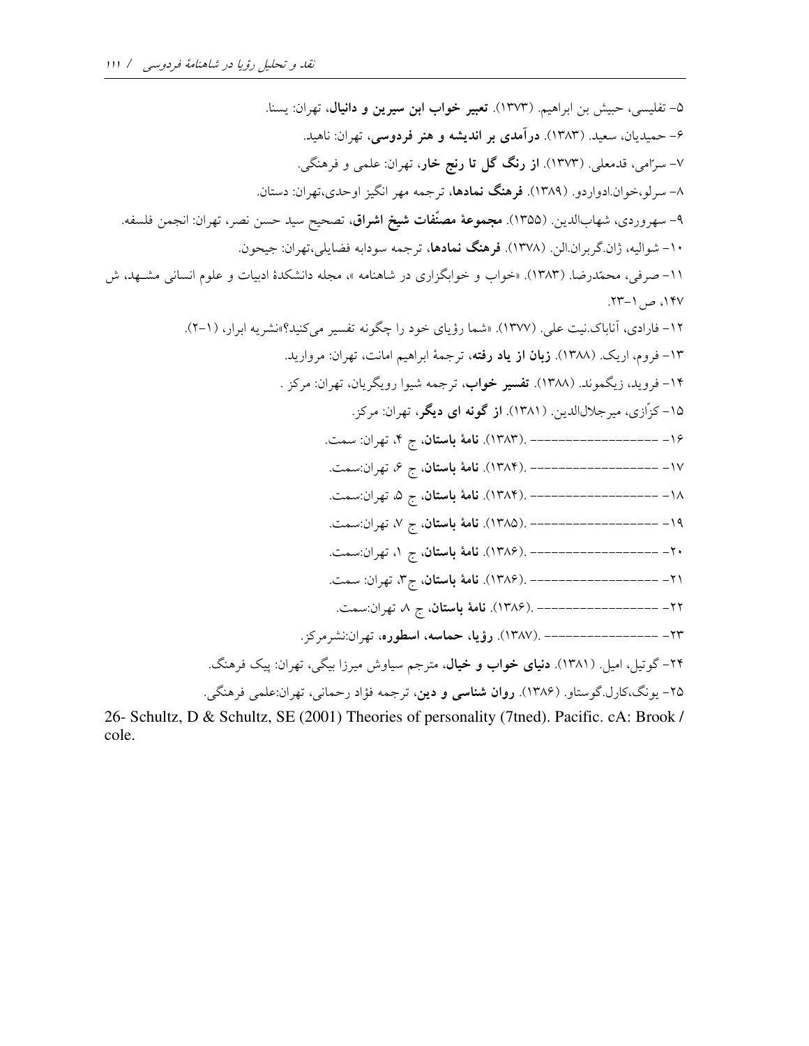۵- تفلیسی، حبیش بن ابراهیم. (۱۳۷۳). **تعبیر خواب ابن سیرین و دانیال**، تهران: یسنا.

۶- حمیدیان، سعید. (۱۳۸۳). **درآمدی بر اندیشه و هنر فردوسی**، تهران: ناهید.

۷- سرّامی، قدمعلی. (۱۳۷۳). **از رنگ گل تا رنج خار**، تهران: علمی و فرهنگی.

۸- سرلو،خوان.ادواردو. (۱۳۸۹). **فرهنگ نمادها**، ترجمه مهر انگیز اوحدی،تهران: دستان.

۹- سهروردی، شهاب‌الدین. (۱۳۵۵). **مجموعهٔ مصنّفات شیخ اشراق**، تصحیح سید حسن نصر، تهران: انجمن فلسفه.

۱۰- شوالیه، ژان.گربران.الن. (۱۳۷۸). **فرهنگ نمادها**، ترجمه سودابه فضایلی،تهران: جیحون.

۱۱- صرفی، محمّدرضا. (۱۳۸۳). «خواب و خوابگزاری در شاهنامه »، مجله دانشکدهٔ ادبیات و علوم انسانی مشهد، ش ۱۴۷، ص ۱-۲۳.

۱۲- فارادی، آناباک.نیت علی. (۱۳۷۷). «شما رؤیای خود را چگونه تفسیر می‌کنید؟»نشریه ابرار، (۱-۲).

۱۳- فروم، اریک. (۱۳۸۸). **زبان از یاد رفته**، ترجمهٔ ابراهیم امانت، تهران: مروارید.

۱۴- فروید، زیگموند. (۱۳۸۸). **تفسیر خواب**، ترجمه شیوا رویگریان، تهران: مرکز .

۱۵- کزّازی، میرجلال‌الدین. (۱۳۸۱). **از گونه ای دیگر**، تهران: مرکز.

۱۶- ------------------ .(۱۳۸۳). **نامهٔ باستان**، ج ۴، تهران: سمت.

۱۷- ------------------ .(۱۳۸۴). **نامهٔ باستان**، ج ۶، تهران:سمت.

۱۸- ------------------ .(۱۳۸۴). **نامهٔ باستان**، ج ۵، تهران:سمت.

۱۹- ------------------ .(۱۳۸۵). **نامهٔ باستان**، ج ۷، تهران:سمت.

۲۰- ------------------ .(۱۳۸۶). **نامهٔ باستان**، ج ۱، تهران:سمت.

۲۱- ------------------ .(۱۳۸۶). **نامهٔ باستان**، ج۳، تهران: سمت.

۲۲- ------------------ .(۱۳۸۶). **نامهٔ باستان**، ج ۸، تهران:سمت.

۲۳- ------------------ .(۱۳۸۷). **رؤیا، حماسه، اسطوره**، تهران:نشرمرکز.

۲۴- گوتیل، امیل. (۱۳۸۱). **دنیای خواب و خیال**، مترجم سیاوش میرزا بیگی، تهران: پیک فرهنگ.

۲۵- یونگ،کارل.گوستاو. (۱۳۸۶). **روان شناسی و دین**، ترجمه فؤاد رحمانی، تهران:علمی فرهنگی.

26- Schultz, D & Schultz, SE (2001) Theories of personality (7tned). Pacific. cA: Brook / cole.